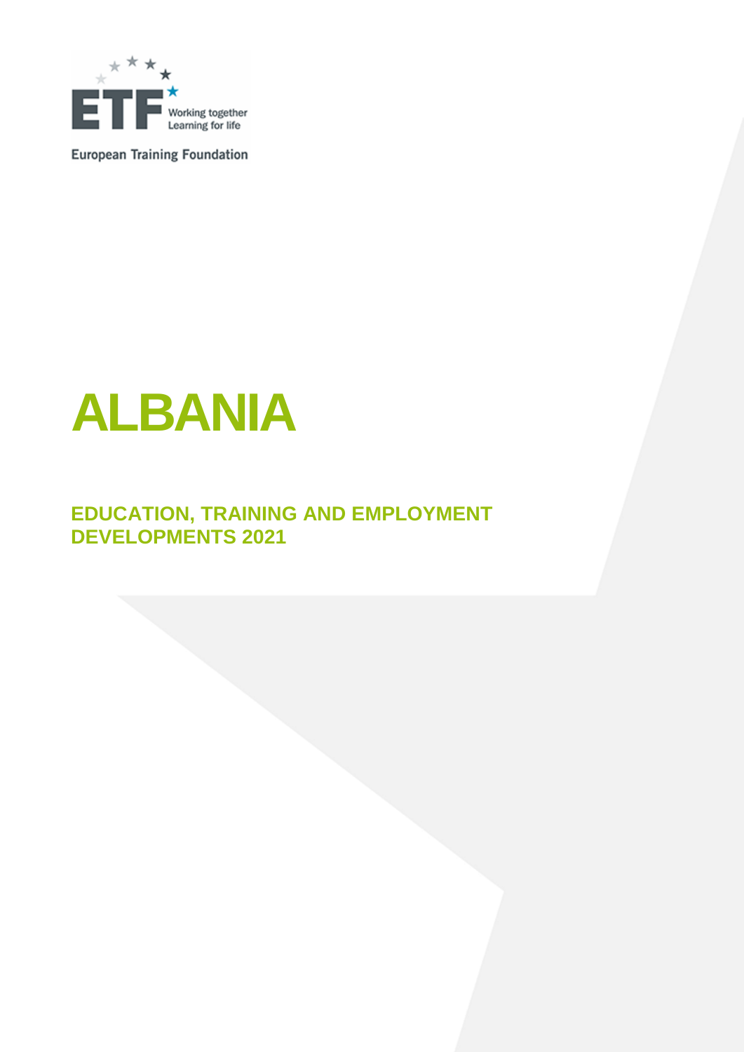European Training Foundation

# ALBANIA

## EDUCATION, TRAINING AND EMPLOYMENT DEVELOPMENTS 2021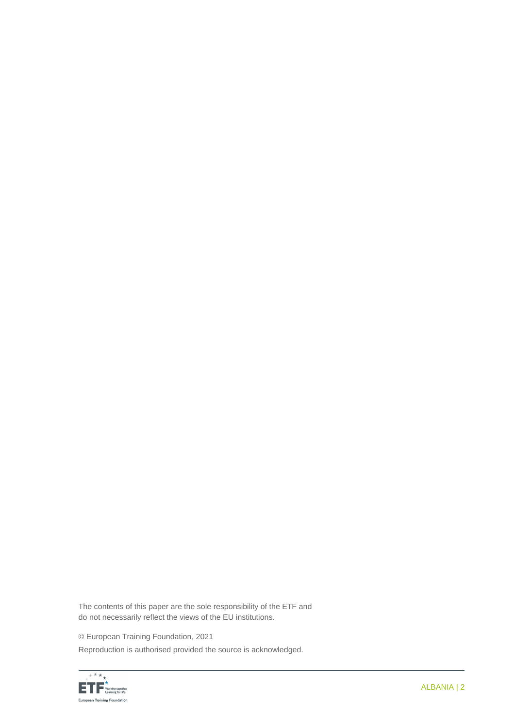The contents of this paper are the sole responsibility of the ETF and do not necessarily reflect the views of the EU institutions.

© European Training Foundation, 2021

Reproduction is authorised provided the source is acknowledged.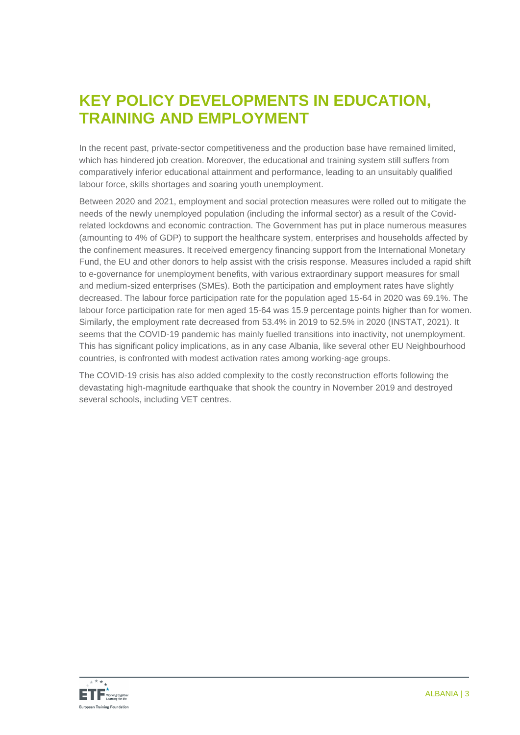# KEY POLICY DEVELOPMENTS IN EDUCATION, TRAINING AND EMPLOYMENT

In the recent past, private-sector competitiveness and the production base have remained limited, which has hindered job creation. Moreover, the educational and training system still suffers from comparatively inferior educational attainment and performance, leading to an unsuitably qualified labour force, skills shortages and soaring youth unemployment.

Between 2020 and 2021, employment and social protection measures were rolled out to mitigate the needs of the newly unemployed population (including the informal sector) as a result of the Covid-related lockdowns and economic contraction. The Government has put in place numerous measures (amounting to 4% of GDP) to support the healthcare system, enterprises and households affected by the confinement measures. It received emergency financing support from the International Monetary Fund, the EU and other donors to help assist with the crisis response. Measures included a rapid shift to e-governance for unemployment benefits, with various extraordinary support measures for small and medium-sized enterprises (SMEs). Both the participation and employment rates have slightly decreased. The labour force participation rate for the population aged 15-64 in 2020 was 69.1%. The labour force participation rate for men aged 15-64 was 15.9 percentage points higher than for women. Similarly, the employment rate decreased from 53.4% in 2019 to 52.5% in 2020 (INSTAT, 2021). It seems that the COVID-19 pandemic has mainly fuelled transitions into inactivity, not unemployment. This has significant policy implications, as in any case Albania, like several other EU Neighbourhood countries, is confronted with modest activation rates among working-age groups.

The COVID-19 crisis has also added complexity to the costly reconstruction efforts following the devastating high-magnitude earthquake that shook the country in November 2019 and destroyed several schools, including VET centres.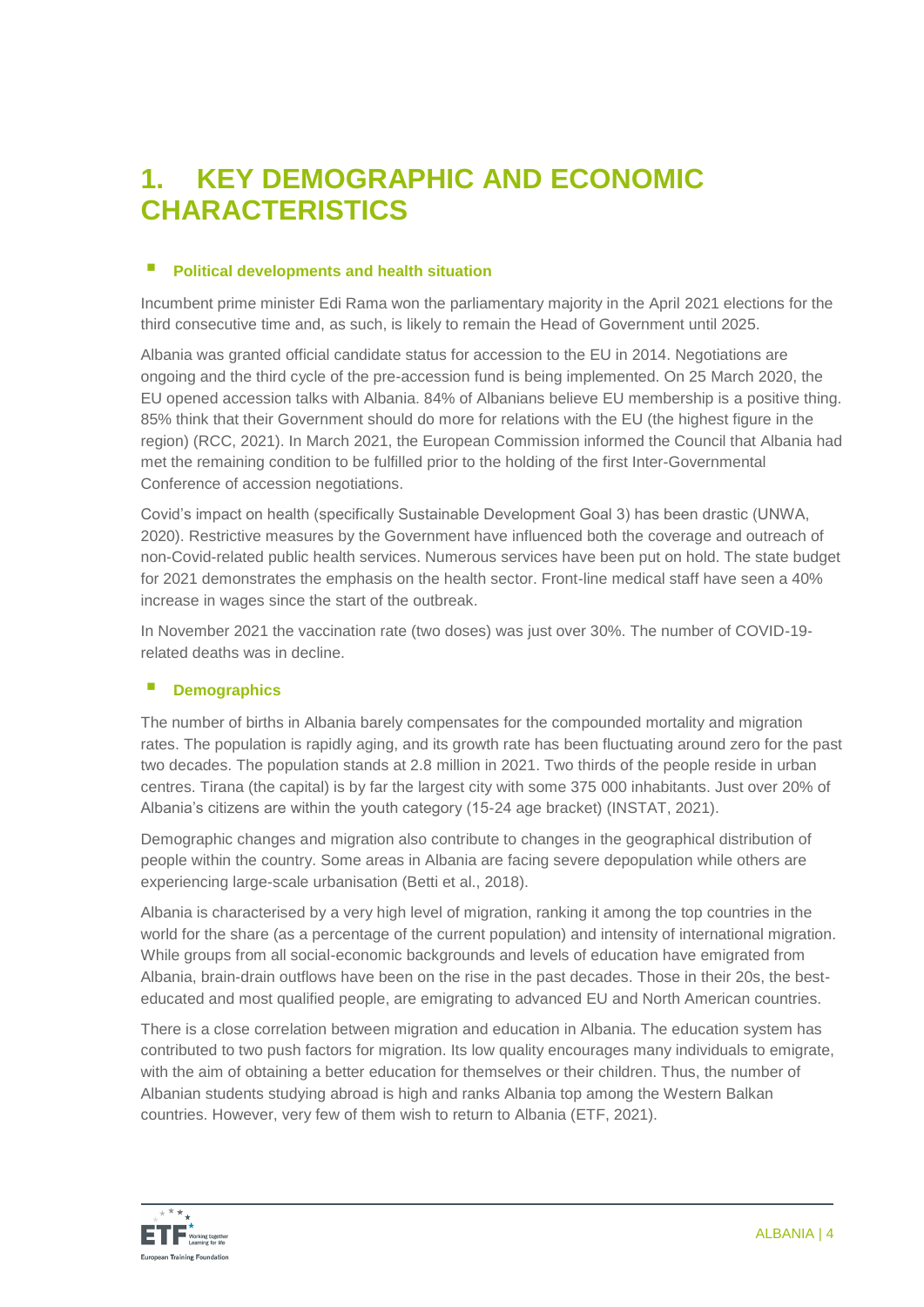# 1. KEY DEMOGRAPHIC AND ECONOMIC CHARACTERISTICS

## Political developments and health situation

Incumbent prime minister Edi Rama won the parliamentary majority in the April 2021 elections for the third consecutive time and, as such, is likely to remain the Head of Government until 2025.

Albania was granted official candidate status for accession to the EU in 2014. Negotiations are ongoing and the third cycle of the pre-accession fund is being implemented. On 25 March 2020, the EU opened accession talks with Albania. 84% of Albanians believe EU membership is a positive thing. 85% think that their Government should do more for relations with the EU (the highest figure in the region) (RCC, 2021). In March 2021, the European Commission informed the Council that Albania had met the remaining condition to be fulfilled prior to the holding of the first Inter-Governmental Conference of accession negotiations.

Covid's impact on health (specifically Sustainable Development Goal 3) has been drastic (UNWA, 2020). Restrictive measures by the Government have influenced both the coverage and outreach of non-Covid-related public health services. Numerous services have been put on hold. The state budget for 2021 demonstrates the emphasis on the health sector. Front-line medical staff have seen a 40% increase in wages since the start of the outbreak.

In November 2021 the vaccination rate (two doses) was just over 30%. The number of COVID-19-related deaths was in decline.

## Demographics

The number of births in Albania barely compensates for the compounded mortality and migration rates. The population is rapidly aging, and its growth rate has been fluctuating around zero for the past two decades. The population stands at 2.8 million in 2021. Two thirds of the people reside in urban centres. Tirana (the capital) is by far the largest city with some 375 000 inhabitants. Just over 20% of Albania's citizens are within the youth category (15-24 age bracket) (INSTAT, 2021).

Demographic changes and migration also contribute to changes in the geographical distribution of people within the country. Some areas in Albania are facing severe depopulation while others are experiencing large-scale urbanisation (Betti et al., 2018).

Albania is characterised by a very high level of migration, ranking it among the top countries in the world for the share (as a percentage of the current population) and intensity of international migration. While groups from all social-economic backgrounds and levels of education have emigrated from Albania, brain-drain outflows have been on the rise in the past decades. Those in their 20s, the best-educated and most qualified people, are emigrating to advanced EU and North American countries.

There is a close correlation between migration and education in Albania. The education system has contributed to two push factors for migration. Its low quality encourages many individuals to emigrate, with the aim of obtaining a better education for themselves or their children. Thus, the number of Albanian students studying abroad is high and ranks Albania top among the Western Balkan countries. However, very few of them wish to return to Albania (ETF, 2021).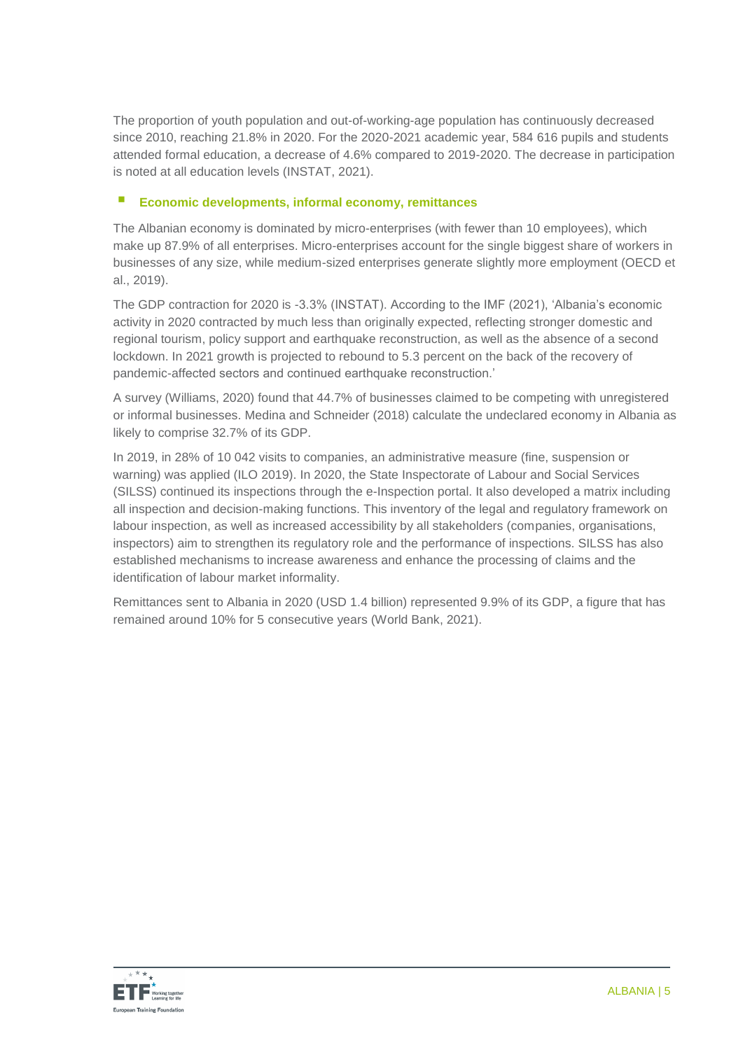The proportion of youth population and out-of-working-age population has continuously decreased since 2010, reaching 21.8% in 2020. For the 2020-2021 academic year, 584 616 pupils and students attended formal education, a decrease of 4.6% compared to 2019-2020. The decrease in participation is noted at all education levels (INSTAT, 2021).

### Economic developments, informal economy, remittances

The Albanian economy is dominated by micro-enterprises (with fewer than 10 employees), which make up 87.9% of all enterprises. Micro-enterprises account for the single biggest share of workers in businesses of any size, while medium-sized enterprises generate slightly more employment (OECD et al., 2019).

The GDP contraction for 2020 is -3.3% (INSTAT). According to the IMF (2021), 'Albania's economic activity in 2020 contracted by much less than originally expected, reflecting stronger domestic and regional tourism, policy support and earthquake reconstruction, as well as the absence of a second lockdown. In 2021 growth is projected to rebound to 5.3 percent on the back of the recovery of pandemic-affected sectors and continued earthquake reconstruction.'

A survey (Williams, 2020) found that 44.7% of businesses claimed to be competing with unregistered or informal businesses. Medina and Schneider (2018) calculate the undeclared economy in Albania as likely to comprise 32.7% of its GDP.

In 2019, in 28% of 10 042 visits to companies, an administrative measure (fine, suspension or warning) was applied (ILO 2019). In 2020, the State Inspectorate of Labour and Social Services (SILSS) continued its inspections through the e-Inspection portal. It also developed a matrix including all inspection and decision-making functions. This inventory of the legal and regulatory framework on labour inspection, as well as increased accessibility by all stakeholders (companies, organisations, inspectors) aim to strengthen its regulatory role and the performance of inspections. SILSS has also established mechanisms to increase awareness and enhance the processing of claims and the identification of labour market informality.

Remittances sent to Albania in 2020 (USD 1.4 billion) represented 9.9% of its GDP, a figure that has remained around 10% for 5 consecutive years (World Bank, 2021).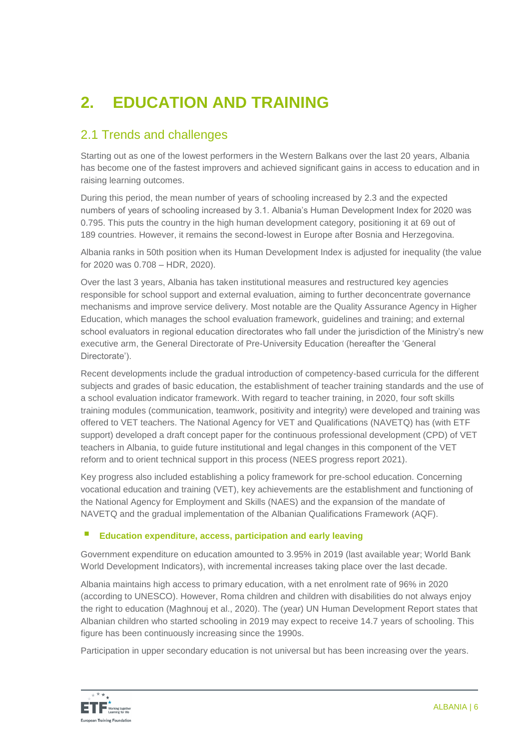# 2. EDUCATION AND TRAINING

## 2.1 Trends and challenges

Starting out as one of the lowest performers in the Western Balkans over the last 20 years, Albania has become one of the fastest improvers and achieved significant gains in access to education and in raising learning outcomes.

During this period, the mean number of years of schooling increased by 2.3 and the expected numbers of years of schooling increased by 3.1. Albania's Human Development Index for 2020 was 0.795. This puts the country in the high human development category, positioning it at 69 out of 189 countries. However, it remains the second-lowest in Europe after Bosnia and Herzegovina.

Albania ranks in 50th position when its Human Development Index is adjusted for inequality (the value for 2020 was 0.708 – HDR, 2020).

Over the last 3 years, Albania has taken institutional measures and restructured key agencies responsible for school support and external evaluation, aiming to further deconcentrate governance mechanisms and improve service delivery. Most notable are the Quality Assurance Agency in Higher Education, which manages the school evaluation framework, guidelines and training; and external school evaluators in regional education directorates who fall under the jurisdiction of the Ministry's new executive arm, the General Directorate of Pre-University Education (hereafter the 'General Directorate').

Recent developments include the gradual introduction of competency-based curricula for the different subjects and grades of basic education, the establishment of teacher training standards and the use of a school evaluation indicator framework. With regard to teacher training, in 2020, four soft skills training modules (communication, teamwork, positivity and integrity) were developed and training was offered to VET teachers. The National Agency for VET and Qualifications (NAVETQ) has (with ETF support) developed a draft concept paper for the continuous professional development (CPD) of VET teachers in Albania, to guide future institutional and legal changes in this component of the VET reform and to orient technical support in this process (NEES progress report 2021).

Key progress also included establishing a policy framework for pre-school education. Concerning vocational education and training (VET), key achievements are the establishment and functioning of the National Agency for Employment and Skills (NAES) and the expansion of the mandate of NAVETQ and the gradual implementation of the Albanian Qualifications Framework (AQF).

- **Education expenditure, access, participation and early leaving**

Government expenditure on education amounted to 3.95% in 2019 (last available year; World Bank World Development Indicators), with incremental increases taking place over the last decade.

Albania maintains high access to primary education, with a net enrolment rate of 96% in 2020 (according to UNESCO). However, Roma children and children with disabilities do not always enjoy the right to education (Maghnouj et al., 2020). The (year) UN Human Development Report states that Albanian children who started schooling in 2019 may expect to receive 14.7 years of schooling. This figure has been continuously increasing since the 1990s.

Participation in upper secondary education is not universal but has been increasing over the years.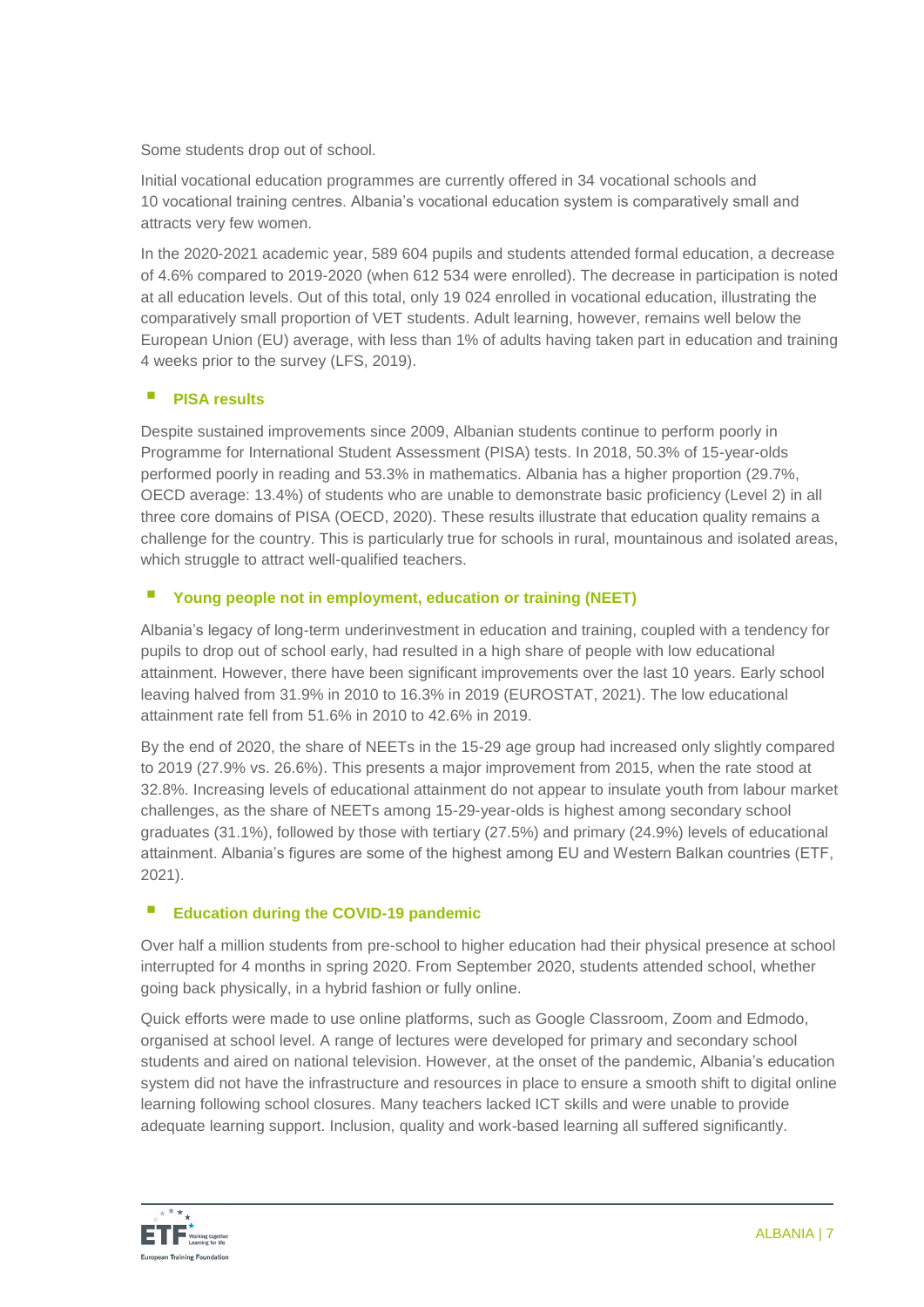Some students drop out of school.

Initial vocational education programmes are currently offered in 34 vocational schools and 10 vocational training centres. Albania's vocational education system is comparatively small and attracts very few women.

In the 2020-2021 academic year, 589 604 pupils and students attended formal education, a decrease of 4.6% compared to 2019-2020 (when 612 534 were enrolled). The decrease in participation is noted at all education levels. Out of this total, only 19 024 enrolled in vocational education, illustrating the comparatively small proportion of VET students. Adult learning, however, remains well below the European Union (EU) average, with less than 1% of adults having taken part in education and training 4 weeks prior to the survey (LFS, 2019).

- **PISA results**

Despite sustained improvements since 2009, Albanian students continue to perform poorly in Programme for International Student Assessment (PISA) tests. In 2018, 50.3% of 15-year-olds performed poorly in reading and 53.3% in mathematics. Albania has a higher proportion (29.7%, OECD average: 13.4%) of students who are unable to demonstrate basic proficiency (Level 2) in all three core domains of PISA (OECD, 2020). These results illustrate that education quality remains a challenge for the country. This is particularly true for schools in rural, mountainous and isolated areas, which struggle to attract well-qualified teachers.

- **Young people not in employment, education or training (NEET)**

Albania's legacy of long-term underinvestment in education and training, coupled with a tendency for pupils to drop out of school early, had resulted in a high share of people with low educational attainment. However, there have been significant improvements over the last 10 years. Early school leaving halved from 31.9% in 2010 to 16.3% in 2019 (EUROSTAT, 2021). The low educational attainment rate fell from 51.6% in 2010 to 42.6% in 2019.

By the end of 2020, the share of NEETs in the 15-29 age group had increased only slightly compared to 2019 (27.9% vs. 26.6%). This presents a major improvement from 2015, when the rate stood at 32.8%. Increasing levels of educational attainment do not appear to insulate youth from labour market challenges, as the share of NEETs among 15-29-year-olds is highest among secondary school graduates (31.1%), followed by those with tertiary (27.5%) and primary (24.9%) levels of educational attainment. Albania's figures are some of the highest among EU and Western Balkan countries (ETF, 2021).

- **Education during the COVID-19 pandemic**

Over half a million students from pre-school to higher education had their physical presence at school interrupted for 4 months in spring 2020. From September 2020, students attended school, whether going back physically, in a hybrid fashion or fully online.

Quick efforts were made to use online platforms, such as Google Classroom, Zoom and Edmodo, organised at school level. A range of lectures were developed for primary and secondary school students and aired on national television. However, at the onset of the pandemic, Albania's education system did not have the infrastructure and resources in place to ensure a smooth shift to digital online learning following school closures. Many teachers lacked ICT skills and were unable to provide adequate learning support. Inclusion, quality and work-based learning all suffered significantly.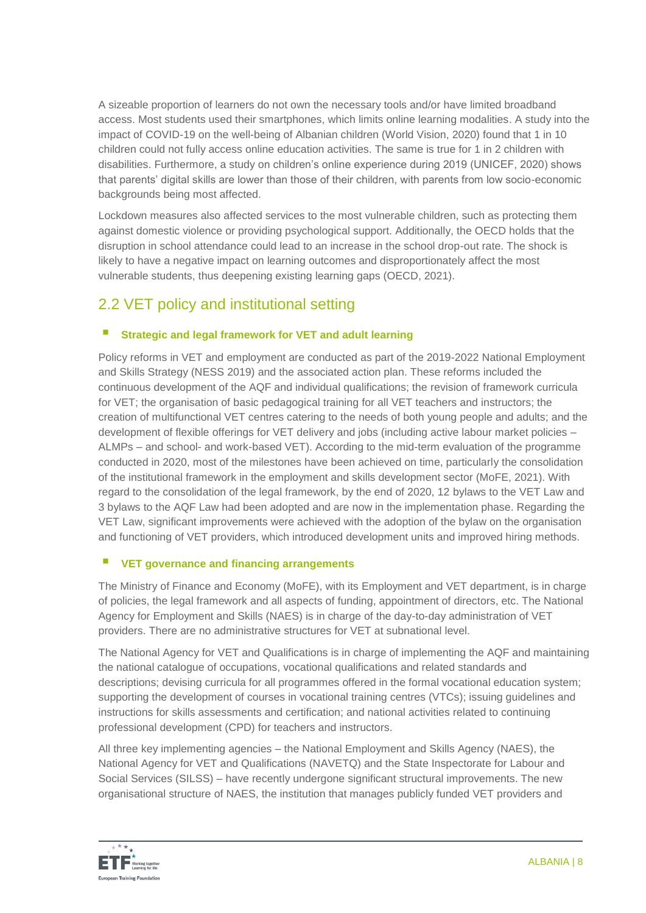A sizeable proportion of learners do not own the necessary tools and/or have limited broadband access. Most students used their smartphones, which limits online learning modalities. A study into the impact of COVID-19 on the well-being of Albanian children (World Vision, 2020) found that 1 in 10 children could not fully access online education activities. The same is true for 1 in 2 children with disabilities. Furthermore, a study on children's online experience during 2019 (UNICEF, 2020) shows that parents' digital skills are lower than those of their children, with parents from low socio-economic backgrounds being most affected.

Lockdown measures also affected services to the most vulnerable children, such as protecting them against domestic violence or providing psychological support. Additionally, the OECD holds that the disruption in school attendance could lead to an increase in the school drop-out rate. The shock is likely to have a negative impact on learning outcomes and disproportionately affect the most vulnerable students, thus deepening existing learning gaps (OECD, 2021).

## 2.2 VET policy and institutional setting

- **Strategic and legal framework for VET and adult learning**

Policy reforms in VET and employment are conducted as part of the 2019-2022 National Employment and Skills Strategy (NESS 2019) and the associated action plan. These reforms included the continuous development of the AQF and individual qualifications; the revision of framework curricula for VET; the organisation of basic pedagogical training for all VET teachers and instructors; the creation of multifunctional VET centres catering to the needs of both young people and adults; and the development of flexible offerings for VET delivery and jobs (including active labour market policies – ALMPs – and school- and work-based VET). According to the mid-term evaluation of the programme conducted in 2020, most of the milestones have been achieved on time, particularly the consolidation of the institutional framework in the employment and skills development sector (MoFE, 2021). With regard to the consolidation of the legal framework, by the end of 2020, 12 bylaws to the VET Law and 3 bylaws to the AQF Law had been adopted and are now in the implementation phase. Regarding the VET Law, significant improvements were achieved with the adoption of the bylaw on the organisation and functioning of VET providers, which introduced development units and improved hiring methods.

- **VET governance and financing arrangements**

The Ministry of Finance and Economy (MoFE), with its Employment and VET department, is in charge of policies, the legal framework and all aspects of funding, appointment of directors, etc. The National Agency for Employment and Skills (NAES) is in charge of the day-to-day administration of VET providers. There are no administrative structures for VET at subnational level.

The National Agency for VET and Qualifications is in charge of implementing the AQF and maintaining the national catalogue of occupations, vocational qualifications and related standards and descriptions; devising curricula for all programmes offered in the formal vocational education system; supporting the development of courses in vocational training centres (VTCs); issuing guidelines and instructions for skills assessments and certification; and national activities related to continuing professional development (CPD) for teachers and instructors.

All three key implementing agencies – the National Employment and Skills Agency (NAES), the National Agency for VET and Qualifications (NAVETQ) and the State Inspectorate for Labour and Social Services (SILSS) – have recently undergone significant structural improvements. The new organisational structure of NAES, the institution that manages publicly funded VET providers and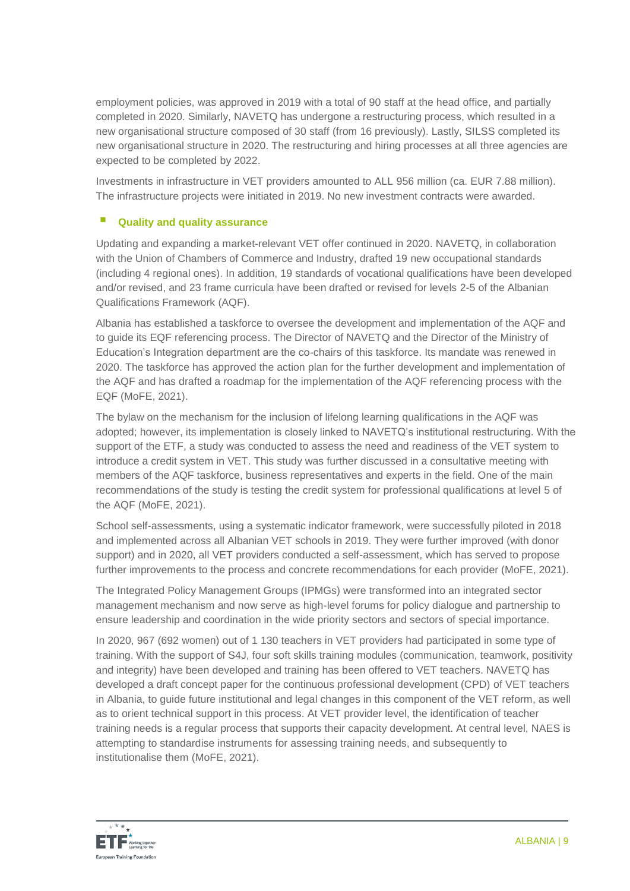employment policies, was approved in 2019 with a total of 90 staff at the head office, and partially completed in 2020. Similarly, NAVETQ has undergone a restructuring process, which resulted in a new organisational structure composed of 30 staff (from 16 previously). Lastly, SILSS completed its new organisational structure in 2020. The restructuring and hiring processes at all three agencies are expected to be completed by 2022.

Investments in infrastructure in VET providers amounted to ALL 956 million (ca. EUR 7.88 million). The infrastructure projects were initiated in 2019. No new investment contracts were awarded.

- **Quality and quality assurance**

Updating and expanding a market-relevant VET offer continued in 2020. NAVETQ, in collaboration with the Union of Chambers of Commerce and Industry, drafted 19 new occupational standards (including 4 regional ones). In addition, 19 standards of vocational qualifications have been developed and/or revised, and 23 frame curricula have been drafted or revised for levels 2-5 of the Albanian Qualifications Framework (AQF).

Albania has established a taskforce to oversee the development and implementation of the AQF and to guide its EQF referencing process. The Director of NAVETQ and the Director of the Ministry of Education's Integration department are the co-chairs of this taskforce. Its mandate was renewed in 2020. The taskforce has approved the action plan for the further development and implementation of the AQF and has drafted a roadmap for the implementation of the AQF referencing process with the EQF (MoFE, 2021).

The bylaw on the mechanism for the inclusion of lifelong learning qualifications in the AQF was adopted; however, its implementation is closely linked to NAVETQ's institutional restructuring. With the support of the ETF, a study was conducted to assess the need and readiness of the VET system to introduce a credit system in VET. This study was further discussed in a consultative meeting with members of the AQF taskforce, business representatives and experts in the field. One of the main recommendations of the study is testing the credit system for professional qualifications at level 5 of the AQF (MoFE, 2021).

School self-assessments, using a systematic indicator framework, were successfully piloted in 2018 and implemented across all Albanian VET schools in 2019. They were further improved (with donor support) and in 2020, all VET providers conducted a self-assessment, which has served to propose further improvements to the process and concrete recommendations for each provider (MoFE, 2021).

The Integrated Policy Management Groups (IPMGs) were transformed into an integrated sector management mechanism and now serve as high-level forums for policy dialogue and partnership to ensure leadership and coordination in the wide priority sectors and sectors of special importance.

In 2020, 967 (692 women) out of 1 130 teachers in VET providers had participated in some type of training. With the support of S4J, four soft skills training modules (communication, teamwork, positivity and integrity) have been developed and training has been offered to VET teachers. NAVETQ has developed a draft concept paper for the continuous professional development (CPD) of VET teachers in Albania, to guide future institutional and legal changes in this component of the VET reform, as well as to orient technical support in this process. At VET provider level, the identification of teacher training needs is a regular process that supports their capacity development. At central level, NAES is attempting to standardise instruments for assessing training needs, and subsequently to institutionalise them (MoFE, 2021).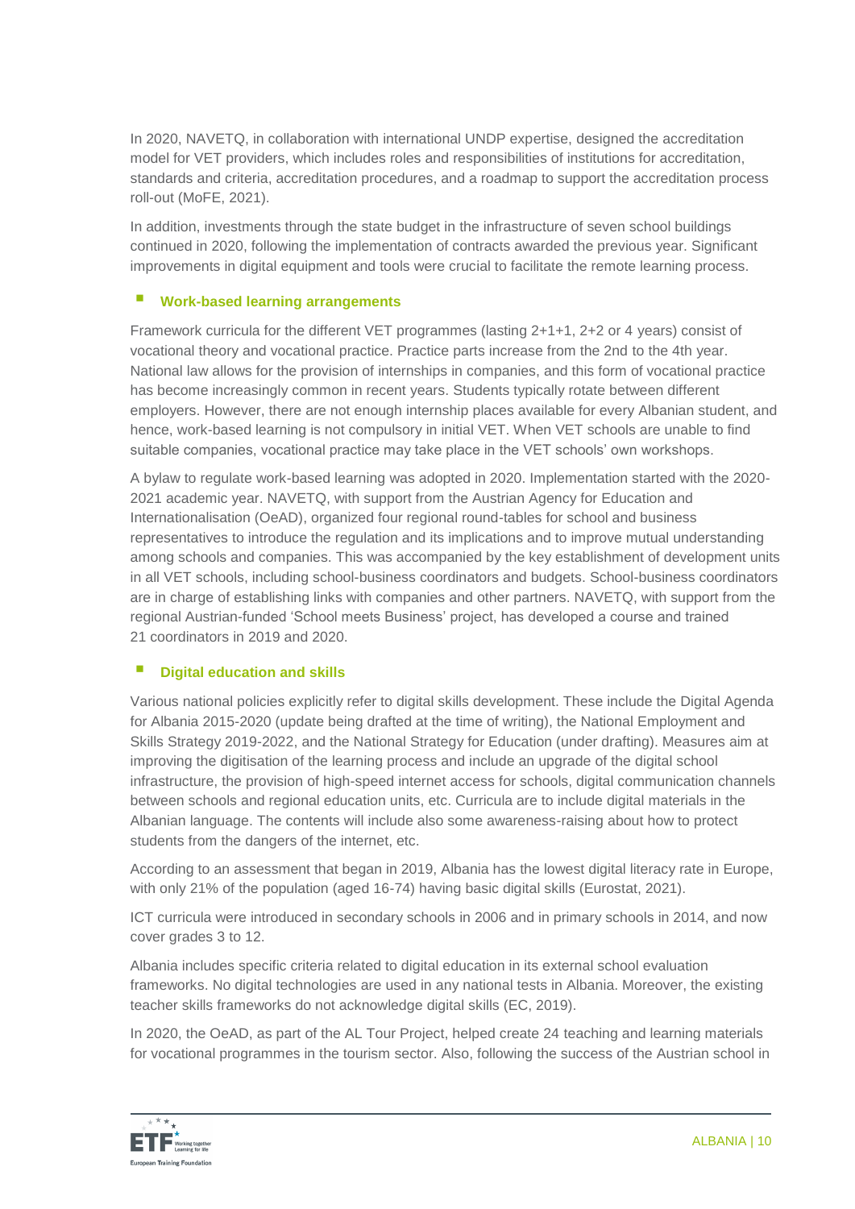In 2020, NAVETQ, in collaboration with international UNDP expertise, designed the accreditation model for VET providers, which includes roles and responsibilities of institutions for accreditation, standards and criteria, accreditation procedures, and a roadmap to support the accreditation process roll-out (MoFE, 2021).

In addition, investments through the state budget in the infrastructure of seven school buildings continued in 2020, following the implementation of contracts awarded the previous year. Significant improvements in digital equipment and tools were crucial to facilitate the remote learning process.

### Work-based learning arrangements

Framework curricula for the different VET programmes (lasting 2+1+1, 2+2 or 4 years) consist of vocational theory and vocational practice. Practice parts increase from the 2nd to the 4th year. National law allows for the provision of internships in companies, and this form of vocational practice has become increasingly common in recent years. Students typically rotate between different employers. However, there are not enough internship places available for every Albanian student, and hence, work-based learning is not compulsory in initial VET. When VET schools are unable to find suitable companies, vocational practice may take place in the VET schools' own workshops.

A bylaw to regulate work-based learning was adopted in 2020. Implementation started with the 2020-2021 academic year. NAVETQ, with support from the Austrian Agency for Education and Internationalisation (OeAD), organized four regional round-tables for school and business representatives to introduce the regulation and its implications and to improve mutual understanding among schools and companies. This was accompanied by the key establishment of development units in all VET schools, including school-business coordinators and budgets. School-business coordinators are in charge of establishing links with companies and other partners. NAVETQ, with support from the regional Austrian-funded 'School meets Business' project, has developed a course and trained 21 coordinators in 2019 and 2020.

### Digital education and skills

Various national policies explicitly refer to digital skills development. These include the Digital Agenda for Albania 2015-2020 (update being drafted at the time of writing), the National Employment and Skills Strategy 2019-2022, and the National Strategy for Education (under drafting). Measures aim at improving the digitisation of the learning process and include an upgrade of the digital school infrastructure, the provision of high-speed internet access for schools, digital communication channels between schools and regional education units, etc. Curricula are to include digital materials in the Albanian language. The contents will include also some awareness-raising about how to protect students from the dangers of the internet, etc.

According to an assessment that began in 2019, Albania has the lowest digital literacy rate in Europe, with only 21% of the population (aged 16-74) having basic digital skills (Eurostat, 2021).

ICT curricula were introduced in secondary schools in 2006 and in primary schools in 2014, and now cover grades 3 to 12.

Albania includes specific criteria related to digital education in its external school evaluation frameworks. No digital technologies are used in any national tests in Albania. Moreover, the existing teacher skills frameworks do not acknowledge digital skills (EC, 2019).

In 2020, the OeAD, as part of the AL Tour Project, helped create 24 teaching and learning materials for vocational programmes in the tourism sector. Also, following the success of the Austrian school in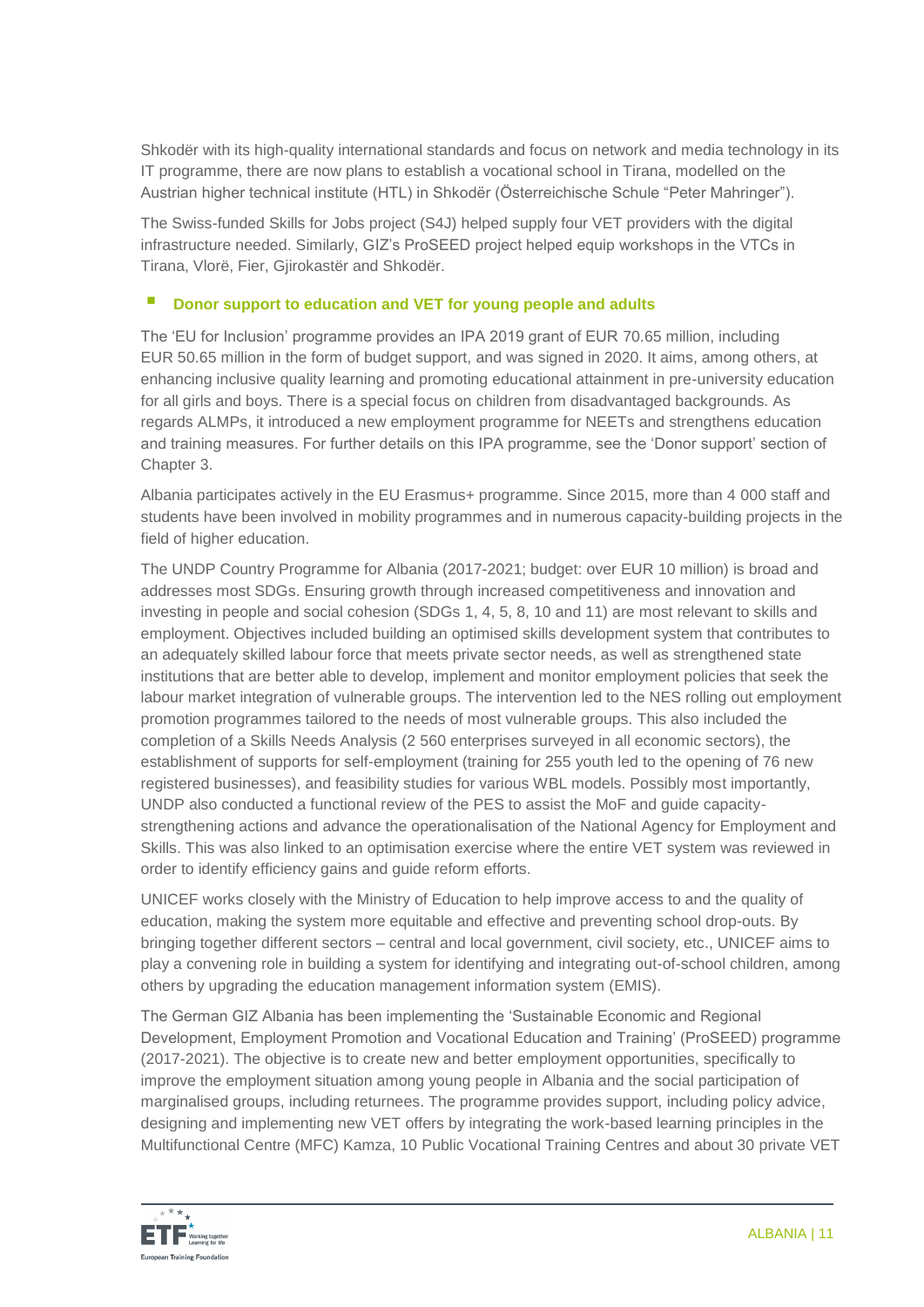Shkodër with its high-quality international standards and focus on network and media technology in its IT programme, there are now plans to establish a vocational school in Tirana, modelled on the Austrian higher technical institute (HTL) in Shkodër (Österreichische Schule "Peter Mahringer").

The Swiss-funded Skills for Jobs project (S4J) helped supply four VET providers with the digital infrastructure needed. Similarly, GIZ's ProSEED project helped equip workshops in the VTCs in Tirana, Vlorë, Fier, Gjirokastër and Shkodër.

- **Donor support to education and VET for young people and adults**

The 'EU for Inclusion' programme provides an IPA 2019 grant of EUR 70.65 million, including EUR 50.65 million in the form of budget support, and was signed in 2020. It aims, among others, at enhancing inclusive quality learning and promoting educational attainment in pre-university education for all girls and boys. There is a special focus on children from disadvantaged backgrounds. As regards ALMPs, it introduced a new employment programme for NEETs and strengthens education and training measures. For further details on this IPA programme, see the 'Donor support' section of Chapter 3.

Albania participates actively in the EU Erasmus+ programme. Since 2015, more than 4 000 staff and students have been involved in mobility programmes and in numerous capacity-building projects in the field of higher education.

The UNDP Country Programme for Albania (2017-2021; budget: over EUR 10 million) is broad and addresses most SDGs. Ensuring growth through increased competitiveness and innovation and investing in people and social cohesion (SDGs 1, 4, 5, 8, 10 and 11) are most relevant to skills and employment. Objectives included building an optimised skills development system that contributes to an adequately skilled labour force that meets private sector needs, as well as strengthened state institutions that are better able to develop, implement and monitor employment policies that seek the labour market integration of vulnerable groups. The intervention led to the NES rolling out employment promotion programmes tailored to the needs of most vulnerable groups. This also included the completion of a Skills Needs Analysis (2 560 enterprises surveyed in all economic sectors), the establishment of supports for self-employment (training for 255 youth led to the opening of 76 new registered businesses), and feasibility studies for various WBL models. Possibly most importantly, UNDP also conducted a functional review of the PES to assist the MoF and guide capacity-strengthening actions and advance the operationalisation of the National Agency for Employment and Skills. This was also linked to an optimisation exercise where the entire VET system was reviewed in order to identify efficiency gains and guide reform efforts.

UNICEF works closely with the Ministry of Education to help improve access to and the quality of education, making the system more equitable and effective and preventing school drop-outs. By bringing together different sectors – central and local government, civil society, etc., UNICEF aims to play a convening role in building a system for identifying and integrating out-of-school children, among others by upgrading the education management information system (EMIS).

The German GIZ Albania has been implementing the 'Sustainable Economic and Regional Development, Employment Promotion and Vocational Education and Training' (ProSEED) programme (2017-2021). The objective is to create new and better employment opportunities, specifically to improve the employment situation among young people in Albania and the social participation of marginalised groups, including returnees. The programme provides support, including policy advice, designing and implementing new VET offers by integrating the work-based learning principles in the Multifunctional Centre (MFC) Kamza, 10 Public Vocational Training Centres and about 30 private VET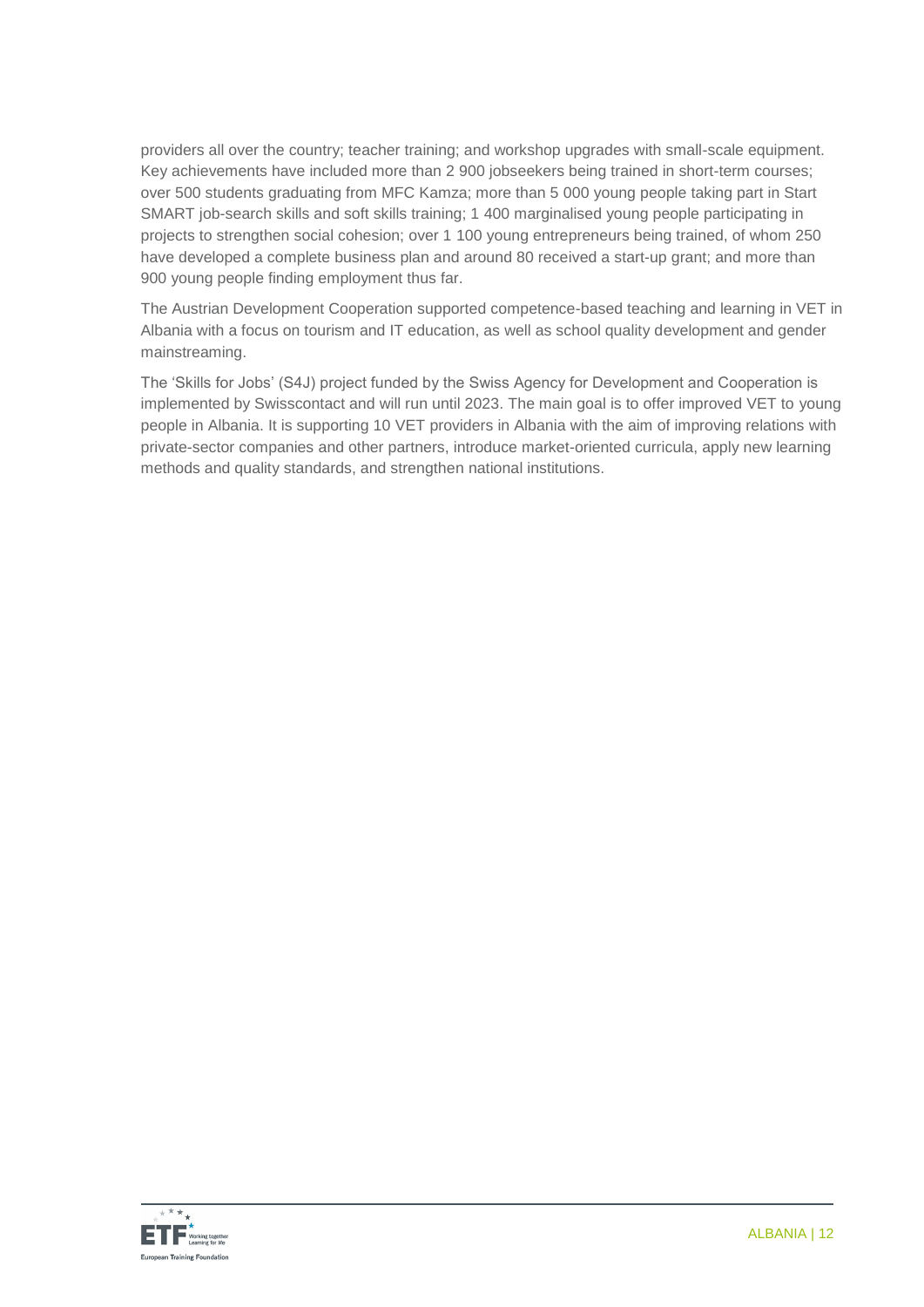providers all over the country; teacher training; and workshop upgrades with small-scale equipment. Key achievements have included more than 2 900 jobseekers being trained in short-term courses; over 500 students graduating from MFC Kamza; more than 5 000 young people taking part in Start SMART job-search skills and soft skills training; 1 400 marginalised young people participating in projects to strengthen social cohesion; over 1 100 young entrepreneurs being trained, of whom 250 have developed a complete business plan and around 80 received a start-up grant; and more than 900 young people finding employment thus far.

The Austrian Development Cooperation supported competence-based teaching and learning in VET in Albania with a focus on tourism and IT education, as well as school quality development and gender mainstreaming.

The 'Skills for Jobs' (S4J) project funded by the Swiss Agency for Development and Cooperation is implemented by Swisscontact and will run until 2023. The main goal is to offer improved VET to young people in Albania. It is supporting 10 VET providers in Albania with the aim of improving relations with private-sector companies and other partners, introduce market-oriented curricula, apply new learning methods and quality standards, and strengthen national institutions.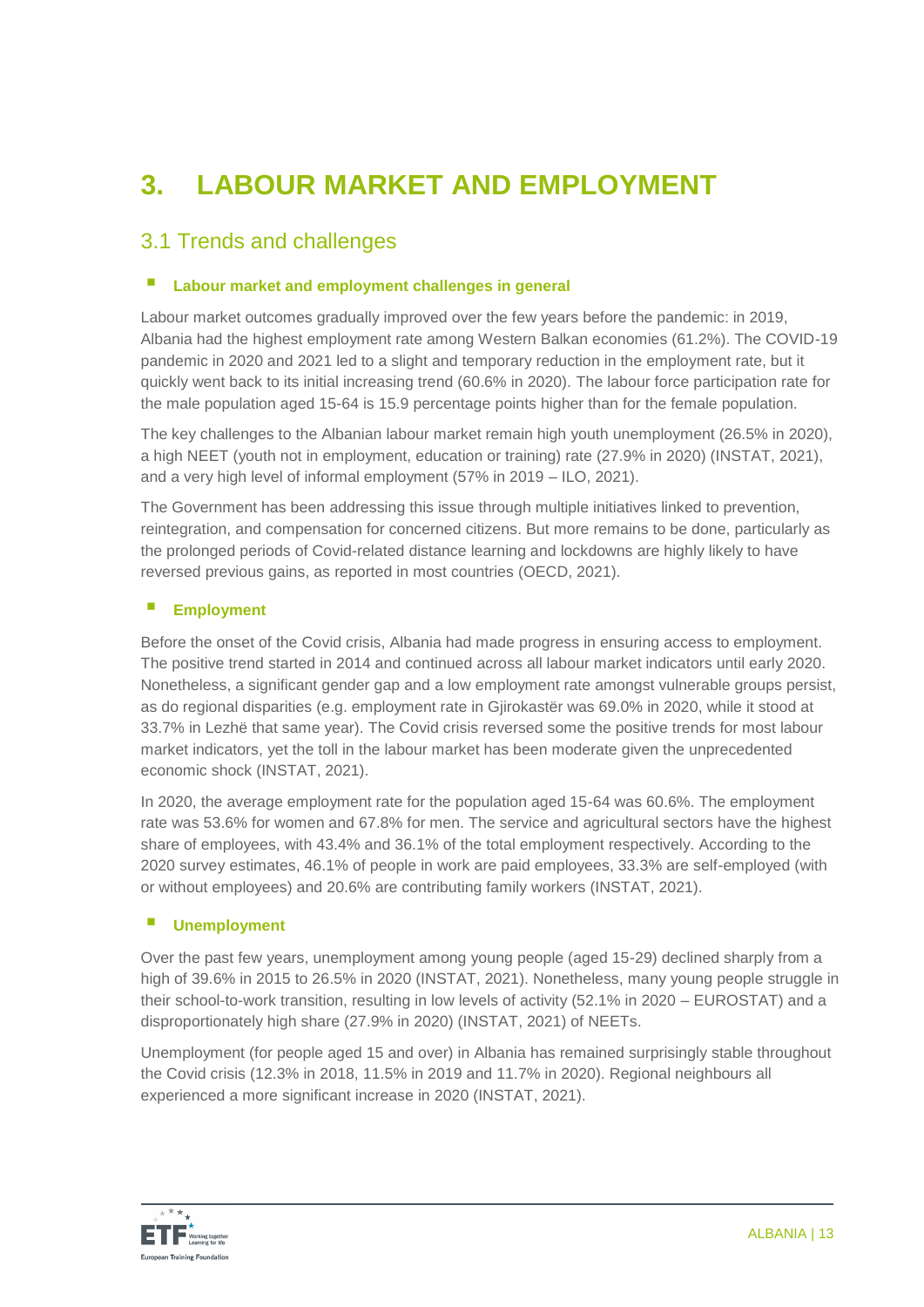# 3. LABOUR MARKET AND EMPLOYMENT

## 3.1 Trends and challenges

### Labour market and employment challenges in general

Labour market outcomes gradually improved over the few years before the pandemic: in 2019, Albania had the highest employment rate among Western Balkan economies (61.2%). The COVID-19 pandemic in 2020 and 2021 led to a slight and temporary reduction in the employment rate, but it quickly went back to its initial increasing trend (60.6% in 2020). The labour force participation rate for the male population aged 15-64 is 15.9 percentage points higher than for the female population.

The key challenges to the Albanian labour market remain high youth unemployment (26.5% in 2020), a high NEET (youth not in employment, education or training) rate (27.9% in 2020) (INSTAT, 2021), and a very high level of informal employment (57% in 2019 – ILO, 2021).

The Government has been addressing this issue through multiple initiatives linked to prevention, reintegration, and compensation for concerned citizens. But more remains to be done, particularly as the prolonged periods of Covid-related distance learning and lockdowns are highly likely to have reversed previous gains, as reported in most countries (OECD, 2021).

### Employment

Before the onset of the Covid crisis, Albania had made progress in ensuring access to employment. The positive trend started in 2014 and continued across all labour market indicators until early 2020. Nonetheless, a significant gender gap and a low employment rate amongst vulnerable groups persist, as do regional disparities (e.g. employment rate in Gjirokastër was 69.0% in 2020, while it stood at 33.7% in Lezhë that same year). The Covid crisis reversed some the positive trends for most labour market indicators, yet the toll in the labour market has been moderate given the unprecedented economic shock (INSTAT, 2021).

In 2020, the average employment rate for the population aged 15-64 was 60.6%. The employment rate was 53.6% for women and 67.8% for men. The service and agricultural sectors have the highest share of employees, with 43.4% and 36.1% of the total employment respectively. According to the 2020 survey estimates, 46.1% of people in work are paid employees, 33.3% are self-employed (with or without employees) and 20.6% are contributing family workers (INSTAT, 2021).

### Unemployment

Over the past few years, unemployment among young people (aged 15-29) declined sharply from a high of 39.6% in 2015 to 26.5% in 2020 (INSTAT, 2021). Nonetheless, many young people struggle in their school-to-work transition, resulting in low levels of activity (52.1% in 2020 – EUROSTAT) and a disproportionately high share (27.9% in 2020) (INSTAT, 2021) of NEETs.

Unemployment (for people aged 15 and over) in Albania has remained surprisingly stable throughout the Covid crisis (12.3% in 2018, 11.5% in 2019 and 11.7% in 2020). Regional neighbours all experienced a more significant increase in 2020 (INSTAT, 2021).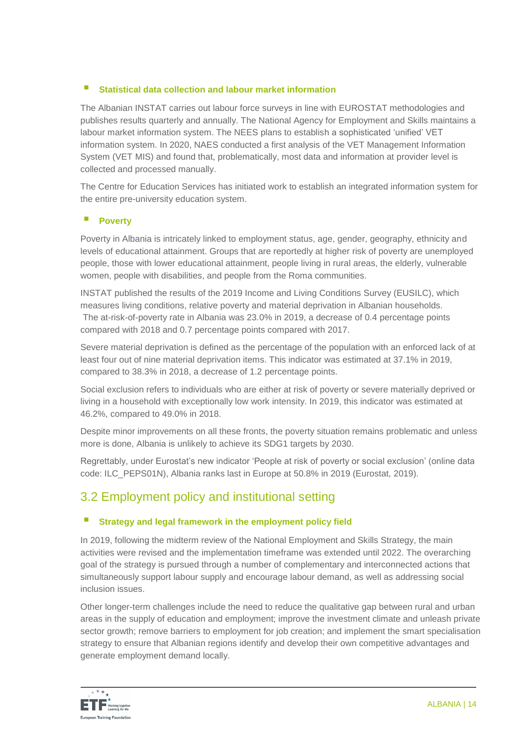- **Statistical data collection and labour market information**

The Albanian INSTAT carries out labour force surveys in line with EUROSTAT methodologies and publishes results quarterly and annually. The National Agency for Employment and Skills maintains a labour market information system. The NEES plans to establish a sophisticated 'unified' VET information system. In 2020, NAES conducted a first analysis of the VET Management Information System (VET MIS) and found that, problematically, most data and information at provider level is collected and processed manually.

The Centre for Education Services has initiated work to establish an integrated information system for the entire pre-university education system.

- **Poverty**

Poverty in Albania is intricately linked to employment status, age, gender, geography, ethnicity and levels of educational attainment. Groups that are reportedly at higher risk of poverty are unemployed people, those with lower educational attainment, people living in rural areas, the elderly, vulnerable women, people with disabilities, and people from the Roma communities.

INSTAT published the results of the 2019 Income and Living Conditions Survey (EUSILC), which measures living conditions, relative poverty and material deprivation in Albanian households. The at-risk-of-poverty rate in Albania was 23.0% in 2019, a decrease of 0.4 percentage points compared with 2018 and 0.7 percentage points compared with 2017.

Severe material deprivation is defined as the percentage of the population with an enforced lack of at least four out of nine material deprivation items. This indicator was estimated at 37.1% in 2019, compared to 38.3% in 2018, a decrease of 1.2 percentage points.

Social exclusion refers to individuals who are either at risk of poverty or severe materially deprived or living in a household with exceptionally low work intensity. In 2019, this indicator was estimated at 46.2%, compared to 49.0% in 2018.

Despite minor improvements on all these fronts, the poverty situation remains problematic and unless more is done, Albania is unlikely to achieve its SDG1 targets by 2030.

Regrettably, under Eurostat's new indicator 'People at risk of poverty or social exclusion' (online data code: ILC_PEPS01N), Albania ranks last in Europe at 50.8% in 2019 (Eurostat, 2019).

## 3.2 Employment policy and institutional setting

- **Strategy and legal framework in the employment policy field**

In 2019, following the midterm review of the National Employment and Skills Strategy, the main activities were revised and the implementation timeframe was extended until 2022. The overarching goal of the strategy is pursued through a number of complementary and interconnected actions that simultaneously support labour supply and encourage labour demand, as well as addressing social inclusion issues.

Other longer-term challenges include the need to reduce the qualitative gap between rural and urban areas in the supply of education and employment; improve the investment climate and unleash private sector growth; remove barriers to employment for job creation; and implement the smart specialisation strategy to ensure that Albanian regions identify and develop their own competitive advantages and generate employment demand locally.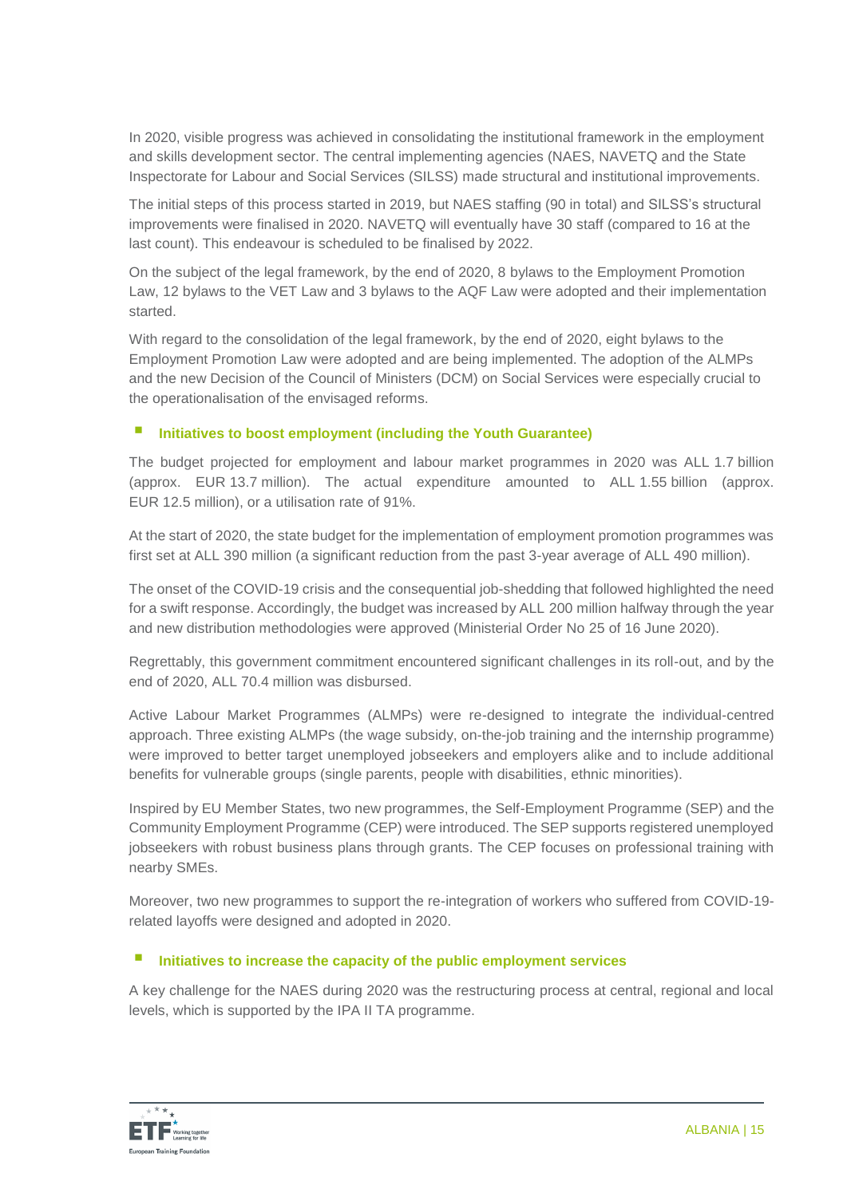In 2020, visible progress was achieved in consolidating the institutional framework in the employment and skills development sector. The central implementing agencies (NAES, NAVETQ and the State Inspectorate for Labour and Social Services (SILSS) made structural and institutional improvements.

The initial steps of this process started in 2019, but NAES staffing (90 in total) and SILSS's structural improvements were finalised in 2020. NAVETQ will eventually have 30 staff (compared to 16 at the last count). This endeavour is scheduled to be finalised by 2022.

On the subject of the legal framework, by the end of 2020, 8 bylaws to the Employment Promotion Law, 12 bylaws to the VET Law and 3 bylaws to the AQF Law were adopted and their implementation started.

With regard to the consolidation of the legal framework, by the end of 2020, eight bylaws to the Employment Promotion Law were adopted and are being implemented. The adoption of the ALMPs and the new Decision of the Council of Ministers (DCM) on Social Services were especially crucial to the operationalisation of the envisaged reforms.

- **Initiatives to boost employment (including the Youth Guarantee)**

The budget projected for employment and labour market programmes in 2020 was ALL 1.7 billion (approx. EUR 13.7 million). The actual expenditure amounted to ALL 1.55 billion (approx. EUR 12.5 million), or a utilisation rate of 91%.

At the start of 2020, the state budget for the implementation of employment promotion programmes was first set at ALL 390 million (a significant reduction from the past 3-year average of ALL 490 million).

The onset of the COVID-19 crisis and the consequential job-shedding that followed highlighted the need for a swift response. Accordingly, the budget was increased by ALL 200 million halfway through the year and new distribution methodologies were approved (Ministerial Order No 25 of 16 June 2020).

Regrettably, this government commitment encountered significant challenges in its roll-out, and by the end of 2020, ALL 70.4 million was disbursed.

Active Labour Market Programmes (ALMPs) were re-designed to integrate the individual-centred approach. Three existing ALMPs (the wage subsidy, on-the-job training and the internship programme) were improved to better target unemployed jobseekers and employers alike and to include additional benefits for vulnerable groups (single parents, people with disabilities, ethnic minorities).

Inspired by EU Member States, two new programmes, the Self-Employment Programme (SEP) and the Community Employment Programme (CEP) were introduced. The SEP supports registered unemployed jobseekers with robust business plans through grants. The CEP focuses on professional training with nearby SMEs.

Moreover, two new programmes to support the re-integration of workers who suffered from COVID-19-related layoffs were designed and adopted in 2020.

- **Initiatives to increase the capacity of the public employment services**

A key challenge for the NAES during 2020 was the restructuring process at central, regional and local levels, which is supported by the IPA II TA programme.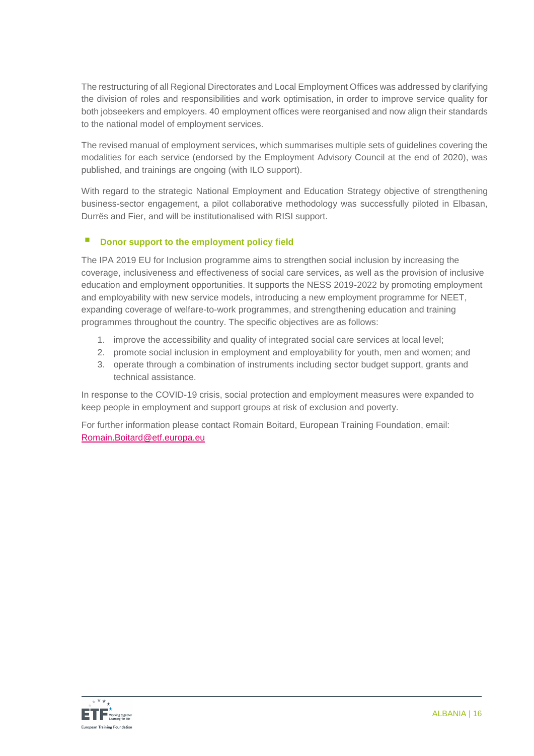The restructuring of all Regional Directorates and Local Employment Offices was addressed by clarifying the division of roles and responsibilities and work optimisation, in order to improve service quality for both jobseekers and employers. 40 employment offices were reorganised and now align their standards to the national model of employment services.

The revised manual of employment services, which summarises multiple sets of guidelines covering the modalities for each service (endorsed by the Employment Advisory Council at the end of 2020), was published, and trainings are ongoing (with ILO support).

With regard to the strategic National Employment and Education Strategy objective of strengthening business-sector engagement, a pilot collaborative methodology was successfully piloted in Elbasan, Durrës and Fier, and will be institutionalised with RISI support.

### Donor support to the employment policy field

The IPA 2019 EU for Inclusion programme aims to strengthen social inclusion by increasing the coverage, inclusiveness and effectiveness of social care services, as well as the provision of inclusive education and employment opportunities. It supports the NESS 2019-2022 by promoting employment and employability with new service models, introducing a new employment programme for NEET, expanding coverage of welfare-to-work programmes, and strengthening education and training programmes throughout the country. The specific objectives are as follows:

1. improve the accessibility and quality of integrated social care services at local level;
2. promote social inclusion in employment and employability for youth, men and women; and
3. operate through a combination of instruments including sector budget support, grants and technical assistance.

In response to the COVID-19 crisis, social protection and employment measures were expanded to keep people in employment and support groups at risk of exclusion and poverty.

For further information please contact Romain Boitard, European Training Foundation, email: Romain.Boitard@etf.europa.eu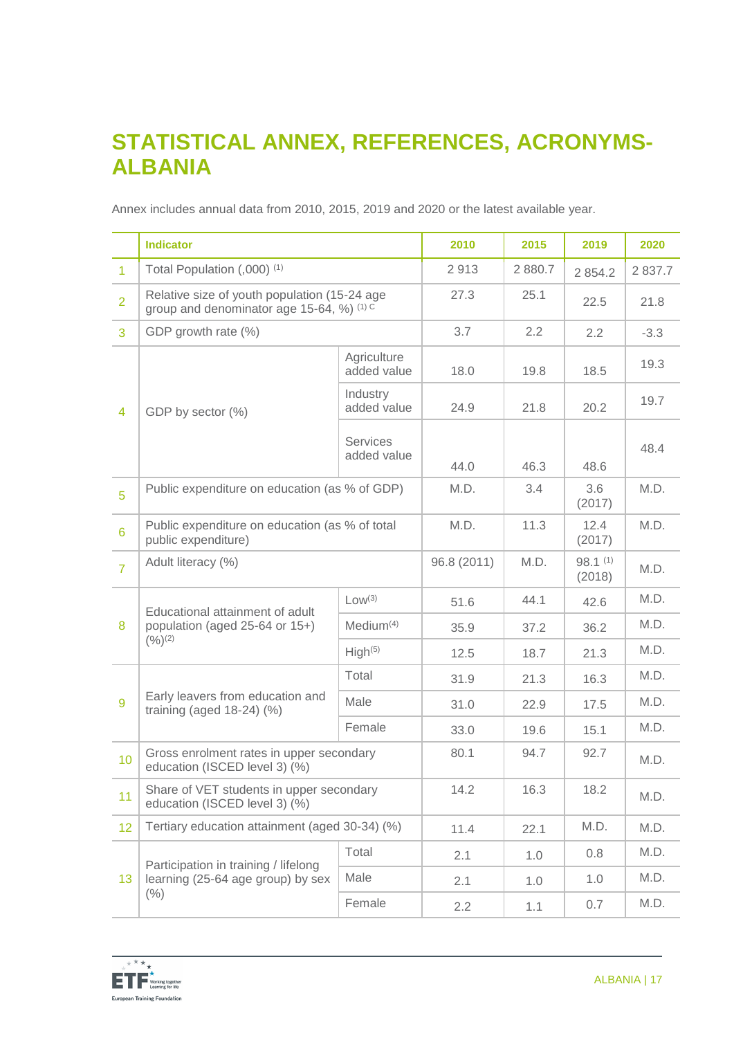# STATISTICAL ANNEX, REFERENCES, ACRONYMS-ALBANIA

Annex includes annual data from 2010, 2015, 2019 and 2020 or the latest available year.

| | Indicator | | 2010 | 2015 | 2019 | 2020 |
|---|---|---|---|---|---|---|
| 1 | Total Population (,000) (1) | | 2 913 | 2 880.7 | 2 854.2 | 2 837.7 |
| 2 | Relative size of youth population (15-24 age group and denominator age 15-64, %) (1) C | | 27.3 | 25.1 | 22.5 | 21.8 |
| 3 | GDP growth rate (%) | | 3.7 | 2.2 | 2.2 | -3.3 |
| 4 | GDP by sector (%) | Agriculture added value | 18.0 | 19.8 | 18.5 | 19.3 |
| | | Industry added value | 24.9 | 21.8 | 20.2 | 19.7 |
| | | Services added value | 44.0 | 46.3 | 48.6 | 48.4 |
| 5 | Public expenditure on education (as % of GDP) | | M.D. | 3.4 | 3.6 (2017) | M.D. |
| 6 | Public expenditure on education (as % of total public expenditure) | | M.D. | 11.3 | 12.4 (2017) | M.D. |
| 7 | Adult literacy (%) | | 96.8 (2011) | M.D. | 98.1 (1) (2018) | M.D. |
| 8 | Educational attainment of adult population (aged 25-64 or 15+) (%)(2) | Low(3) | 51.6 | 44.1 | 42.6 | M.D. |
| | | Medium(4) | 35.9 | 37.2 | 36.2 | M.D. |
| | | High(5) | 12.5 | 18.7 | 21.3 | M.D. |
| 9 | Early leavers from education and training (aged 18-24) (%) | Total | 31.9 | 21.3 | 16.3 | M.D. |
| | | Male | 31.0 | 22.9 | 17.5 | M.D. |
| | | Female | 33.0 | 19.6 | 15.1 | M.D. |
| 10 | Gross enrolment rates in upper secondary education (ISCED level 3) (%) | | 80.1 | 94.7 | 92.7 | M.D. |
| 11 | Share of VET students in upper secondary education (ISCED level 3) (%) | | 14.2 | 16.3 | 18.2 | M.D. |
| 12 | Tertiary education attainment (aged 30-34) (%) | | 11.4 | 22.1 | M.D. | M.D. |
| 13 | Participation in training / lifelong learning (25-64 age group) by sex (%) | Total | 2.1 | 1.0 | 0.8 | M.D. |
| | | Male | 2.1 | 1.0 | 1.0 | M.D. |
| | | Female | 2.2 | 1.1 | 0.7 | M.D. |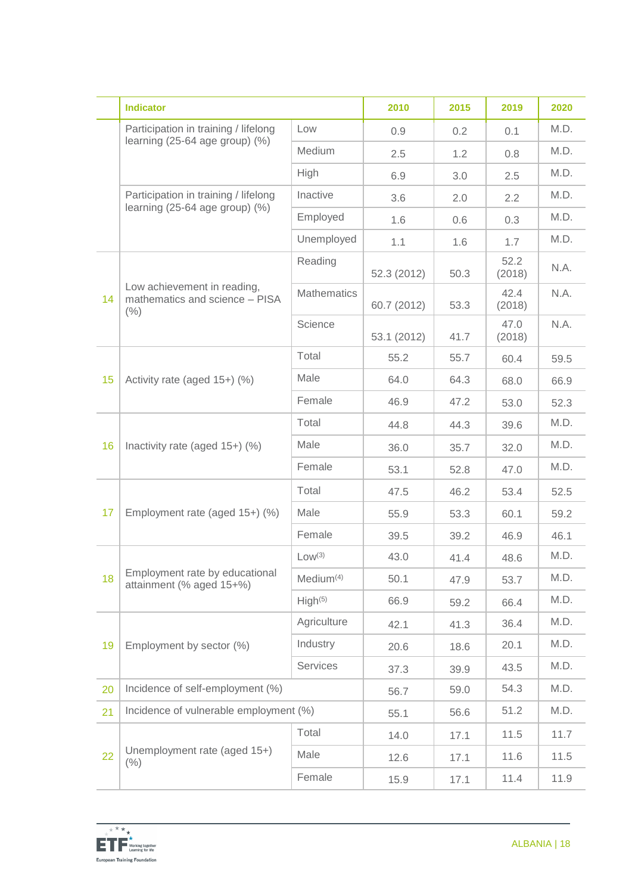| | Indicator | | 2010 | 2015 | 2019 | 2020 |
|---|---|---|---|---|---|---|
| | Participation in training / lifelong learning (25-64 age group) (%) | Low | 0.9 | 0.2 | 0.1 | M.D. |
| | | Medium | 2.5 | 1.2 | 0.8 | M.D. |
| | | High | 6.9 | 3.0 | 2.5 | M.D. |
| | Participation in training / lifelong learning (25-64 age group) (%) | Inactive | 3.6 | 2.0 | 2.2 | M.D. |
| | | Employed | 1.6 | 0.6 | 0.3 | M.D. |
| | | Unemployed | 1.1 | 1.6 | 1.7 | M.D. |
| 14 | Low achievement in reading, mathematics and science – PISA (%) | Reading | 52.3 (2012) | 50.3 | 52.2 (2018) | N.A. |
| | | Mathematics | 60.7 (2012) | 53.3 | 42.4 (2018) | N.A. |
| | | Science | 53.1 (2012) | 41.7 | 47.0 (2018) | N.A. |
| 15 | Activity rate (aged 15+) (%) | Total | 55.2 | 55.7 | 60.4 | 59.5 |
| | | Male | 64.0 | 64.3 | 68.0 | 66.9 |
| | | Female | 46.9 | 47.2 | 53.0 | 52.3 |
| 16 | Inactivity rate (aged 15+) (%) | Total | 44.8 | 44.3 | 39.6 | M.D. |
| | | Male | 36.0 | 35.7 | 32.0 | M.D. |
| | | Female | 53.1 | 52.8 | 47.0 | M.D. |
| 17 | Employment rate (aged 15+) (%) | Total | 47.5 | 46.2 | 53.4 | 52.5 |
| | | Male | 55.9 | 53.3 | 60.1 | 59.2 |
| | | Female | 39.5 | 39.2 | 46.9 | 46.1 |
| 18 | Employment rate by educational attainment (% aged 15+%) | Low[3] | 43.0 | 41.4 | 48.6 | M.D. |
| | | Medium[4] | 50.1 | 47.9 | 53.7 | M.D. |
| | | High[5] | 66.9 | 59.2 | 66.4 | M.D. |
| 19 | Employment by sector (%) | Agriculture | 42.1 | 41.3 | 36.4 | M.D. |
| | | Industry | 20.6 | 18.6 | 20.1 | M.D. |
| | | Services | 37.3 | 39.9 | 43.5 | M.D. |
| 20 | Incidence of self-employment (%) | | 56.7 | 59.0 | 54.3 | M.D. |
| 21 | Incidence of vulnerable employment (%) | | 55.1 | 56.6 | 51.2 | M.D. |
| 22 | Unemployment rate (aged 15+) (%) | Total | 14.0 | 17.1 | 11.5 | 11.7 |
| | | Male | 12.6 | 17.1 | 11.6 | 11.5 |
| | | Female | 15.9 | 17.1 | 11.4 | 11.9 |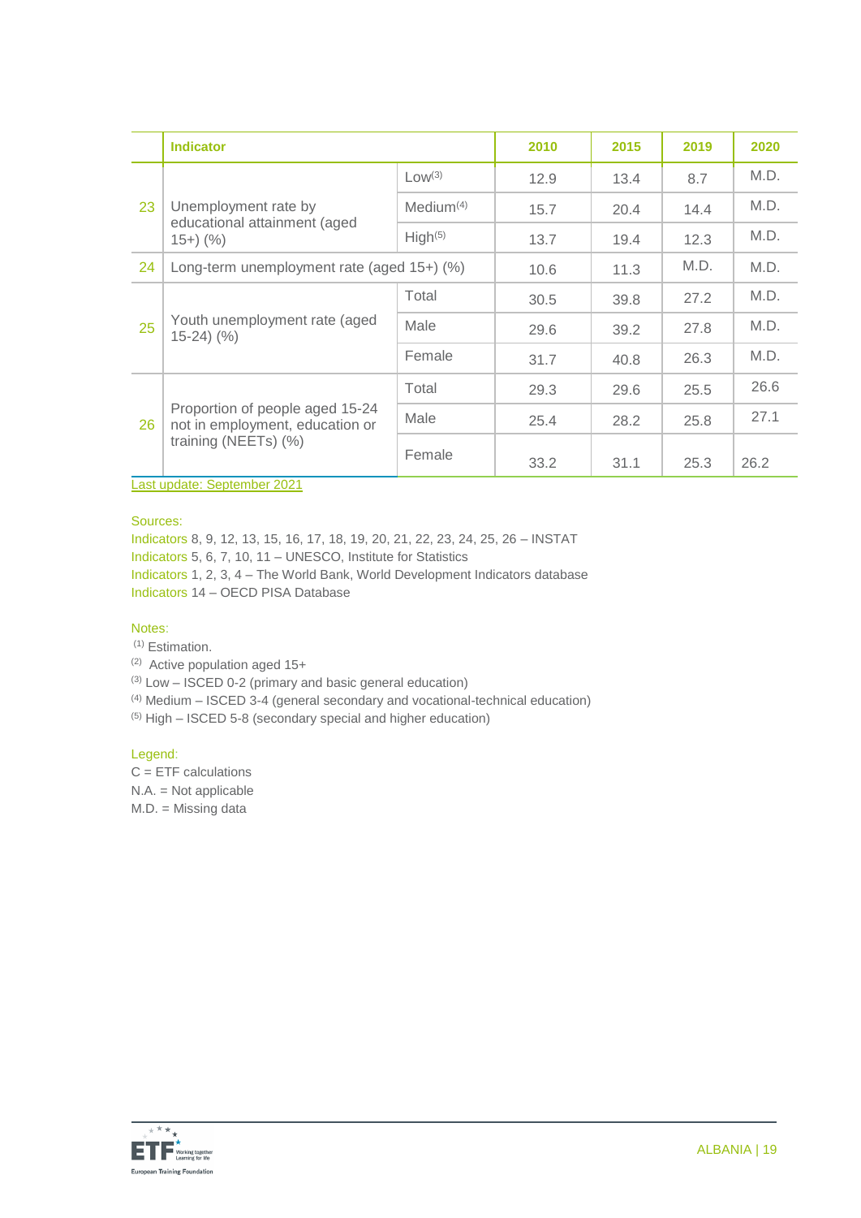| | Indicator | | 2010 | 2015 | 2019 | 2020 |
|---|---|---|---|---|---|---|
| 23 | Unemployment rate by educational attainment (aged 15+) (%) | Low[3] | 12.9 | 13.4 | 8.7 | M.D. |
| | | Medium[4] | 15.7 | 20.4 | 14.4 | M.D. |
| | | High[5] | 13.7 | 19.4 | 12.3 | M.D. |
| 24 | Long-term unemployment rate (aged 15+) (%) | | 10.6 | 11.3 | M.D. | M.D. |
| 25 | Youth unemployment rate (aged 15-24) (%) | Total | 30.5 | 39.8 | 27.2 | M.D. |
| | | Male | 29.6 | 39.2 | 27.8 | M.D. |
| | | Female | 31.7 | 40.8 | 26.3 | M.D. |
| 26 | Proportion of people aged 15-24 not in employment, education or training (NEETs) (%) | Total | 29.3 | 29.6 | 25.5 | 26.6 |
| | | Male | 25.4 | 28.2 | 25.8 | 27.1 |
| | | Female | 33.2 | 31.1 | 25.3 | 26.2 |

Last update: September 2021

Sources:
Indicators 8, 9, 12, 13, 15, 16, 17, 18, 19, 20, 21, 22, 23, 24, 25, 26 – INSTAT
Indicators 5, 6, 7, 10, 11 – UNESCO, Institute for Statistics
Indicators 1, 2, 3, 4 – The World Bank, World Development Indicators database
Indicators 14 – OECD PISA Database

Notes:
(1) Estimation.
(2) Active population aged 15+
(3) Low – ISCED 0-2 (primary and basic general education)
(4) Medium – ISCED 3-4 (general secondary and vocational-technical education)
(5) High – ISCED 5-8 (secondary special and higher education)

Legend:
C = ETF calculations
N.A. = Not applicable
M.D. = Missing data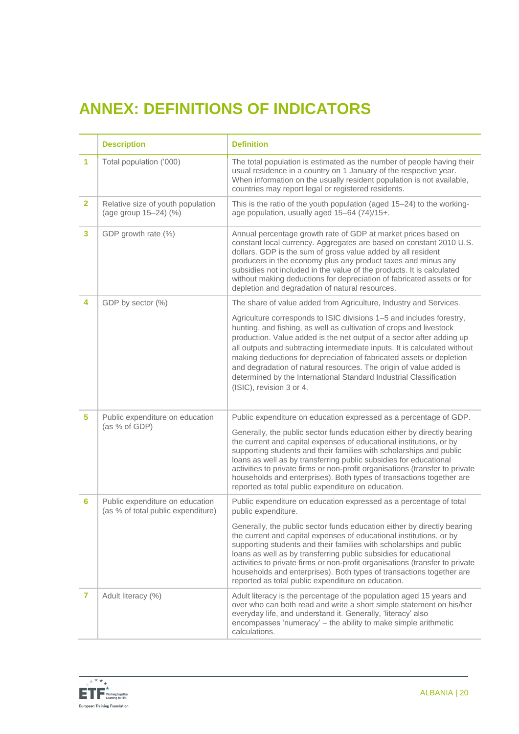# ANNEX: DEFINITIONS OF INDICATORS

| | Description | Definition |
|---|---|---|
| 1 | Total population ('000) | The total population is estimated as the number of people having their usual residence in a country on 1 January of the respective year. When information on the usually resident population is not available, countries may report legal or registered residents. |
| 2 | Relative size of youth population (age group 15–24) (%) | This is the ratio of the youth population (aged 15–24) to the working-age population, usually aged 15–64 (74)/15+. |
| 3 | GDP growth rate (%) | Annual percentage growth rate of GDP at market prices based on constant local currency. Aggregates are based on constant 2010 U.S. dollars. GDP is the sum of gross value added by all resident producers in the economy plus any product taxes and minus any subsidies not included in the value of the products. It is calculated without making deductions for depreciation of fabricated assets or for depletion and degradation of natural resources. |
| 4 | GDP by sector (%) | The share of value added from Agriculture, Industry and Services.<br><br>Agriculture corresponds to ISIC divisions 1–5 and includes forestry, hunting, and fishing, as well as cultivation of crops and livestock production. Value added is the net output of a sector after adding up all outputs and subtracting intermediate inputs. It is calculated without making deductions for depreciation of fabricated assets or depletion and degradation of natural resources. The origin of value added is determined by the International Standard Industrial Classification (ISIC), revision 3 or 4. |
| 5 | Public expenditure on education (as % of GDP) | Public expenditure on education expressed as a percentage of GDP.<br><br>Generally, the public sector funds education either by directly bearing the current and capital expenses of educational institutions, or by supporting students and their families with scholarships and public loans as well as by transferring public subsidies for educational activities to private firms or non-profit organisations (transfer to private households and enterprises). Both types of transactions together are reported as total public expenditure on education. |
| 6 | Public expenditure on education (as % of total public expenditure) | Public expenditure on education expressed as a percentage of total public expenditure.<br><br>Generally, the public sector funds education either by directly bearing the current and capital expenses of educational institutions, or by supporting students and their families with scholarships and public loans as well as by transferring public subsidies for educational activities to private firms or non-profit organisations (transfer to private households and enterprises). Both types of transactions together are reported as total public expenditure on education. |
| 7 | Adult literacy (%) | Adult literacy is the percentage of the population aged 15 years and over who can both read and write a short simple statement on his/her everyday life, and understand it. Generally, 'literacy' also encompasses 'numeracy' – the ability to make simple arithmetic calculations. |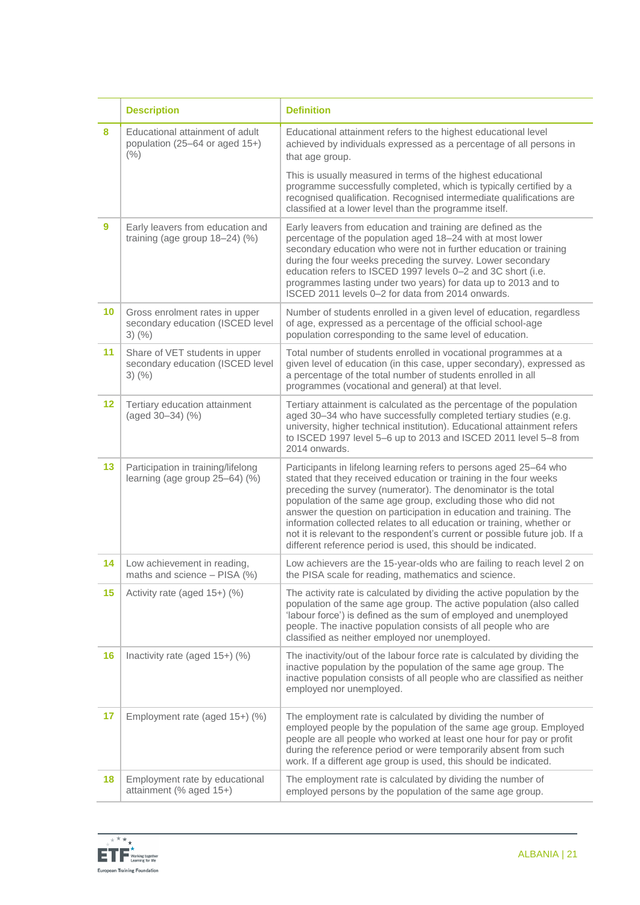| | Description | Definition |
|---|---|---|
| 8 | Educational attainment of adult population (25–64 or aged 15+) (%) | Educational attainment refers to the highest educational level achieved by individuals expressed as a percentage of all persons in that age group.<br><br>This is usually measured in terms of the highest educational programme successfully completed, which is typically certified by a recognised qualification. Recognised intermediate qualifications are classified at a lower level than the programme itself. |
| 9 | Early leavers from education and training (age group 18–24) (%) | Early leavers from education and training are defined as the percentage of the population aged 18–24 with at most lower secondary education who were not in further education or training during the four weeks preceding the survey. Lower secondary education refers to ISCED 1997 levels 0–2 and 3C short (i.e. programmes lasting under two years) for data up to 2013 and to ISCED 2011 levels 0–2 for data from 2014 onwards. |
| 10 | Gross enrolment rates in upper secondary education (ISCED level 3) (%) | Number of students enrolled in a given level of education, regardless of age, expressed as a percentage of the official school-age population corresponding to the same level of education. |
| 11 | Share of VET students in upper secondary education (ISCED level 3) (%) | Total number of students enrolled in vocational programmes at a given level of education (in this case, upper secondary), expressed as a percentage of the total number of students enrolled in all programmes (vocational and general) at that level. |
| 12 | Tertiary education attainment (aged 30–34) (%) | Tertiary attainment is calculated as the percentage of the population aged 30–34 who have successfully completed tertiary studies (e.g. university, higher technical institution). Educational attainment refers to ISCED 1997 level 5–6 up to 2013 and ISCED 2011 level 5–8 from 2014 onwards. |
| 13 | Participation in training/lifelong learning (age group 25–64) (%) | Participants in lifelong learning refers to persons aged 25–64 who stated that they received education or training in the four weeks preceding the survey (numerator). The denominator is the total population of the same age group, excluding those who did not answer the question on participation in education and training. The information collected relates to all education or training, whether or not it is relevant to the respondent's current or possible future job. If a different reference period is used, this should be indicated. |
| 14 | Low achievement in reading, maths and science – PISA (%) | Low achievers are the 15-year-olds who are failing to reach level 2 on the PISA scale for reading, mathematics and science. |
| 15 | Activity rate (aged 15+) (%) | The activity rate is calculated by dividing the active population by the population of the same age group. The active population (also called 'labour force') is defined as the sum of employed and unemployed people. The inactive population consists of all people who are classified as neither employed nor unemployed. |
| 16 | Inactivity rate (aged 15+) (%) | The inactivity/out of the labour force rate is calculated by dividing the inactive population by the population of the same age group. The inactive population consists of all people who are classified as neither employed nor unemployed. |
| 17 | Employment rate (aged 15+) (%) | The employment rate is calculated by dividing the number of employed people by the population of the same age group. Employed people are all people who worked at least one hour for pay or profit during the reference period or were temporarily absent from such work. If a different age group is used, this should be indicated. |
| 18 | Employment rate by educational attainment (% aged 15+) | The employment rate is calculated by dividing the number of employed persons by the population of the same age group. |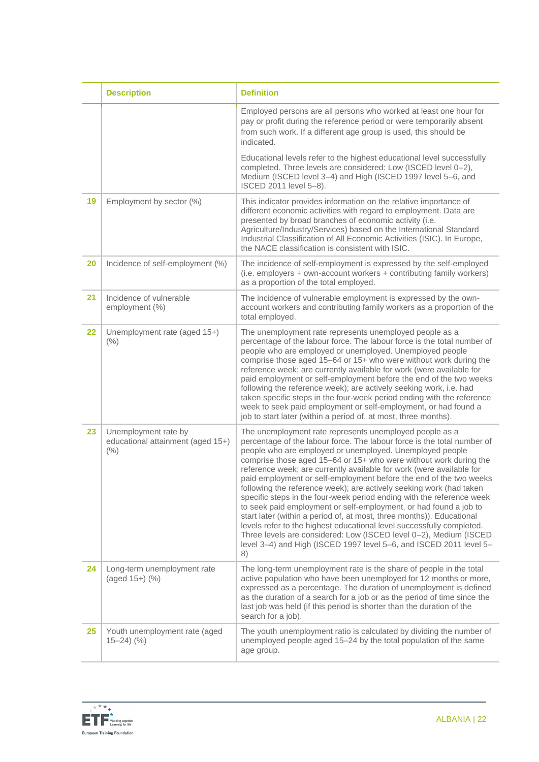| | Description | Definition |
|---|---|---|
| | | Employed persons are all persons who worked at least one hour for pay or profit during the reference period or were temporarily absent from such work. If a different age group is used, this should be indicated.<br><br>Educational levels refer to the highest educational level successfully completed. Three levels are considered: Low (ISCED level 0–2), Medium (ISCED level 3–4) and High (ISCED 1997 level 5–6, and ISCED 2011 level 5–8). |
| 19 | Employment by sector (%) | This indicator provides information on the relative importance of different economic activities with regard to employment. Data are presented by broad branches of economic activity (i.e. Agriculture/Industry/Services) based on the International Standard Industrial Classification of All Economic Activities (ISIC). In Europe, the NACE classification is consistent with ISIC. |
| 20 | Incidence of self-employment (%) | The incidence of self-employment is expressed by the self-employed (i.e. employers + own-account workers + contributing family workers) as a proportion of the total employed. |
| 21 | Incidence of vulnerable employment (%) | The incidence of vulnerable employment is expressed by the own-account workers and contributing family workers as a proportion of the total employed. |
| 22 | Unemployment rate (aged 15+) (%) | The unemployment rate represents unemployed people as a percentage of the labour force. The labour force is the total number of people who are employed or unemployed. Unemployed people comprise those aged 15–64 or 15+ who were without work during the reference week; are currently available for work (were available for paid employment or self-employment before the end of the two weeks following the reference week); are actively seeking work, i.e. had taken specific steps in the four-week period ending with the reference week to seek paid employment or self-employment, or had found a job to start later (within a period of, at most, three months). |
| 23 | Unemployment rate by educational attainment (aged 15+) (%) | The unemployment rate represents unemployed people as a percentage of the labour force. The labour force is the total number of people who are employed or unemployed. Unemployed people comprise those aged 15–64 or 15+ who were without work during the reference week; are currently available for work (were available for paid employment or self-employment before the end of the two weeks following the reference week); are actively seeking work (had taken specific steps in the four-week period ending with the reference week to seek paid employment or self-employment, or had found a job to start later (within a period of, at most, three months)). Educational levels refer to the highest educational level successfully completed. Three levels are considered: Low (ISCED level 0–2), Medium (ISCED level 3–4) and High (ISCED 1997 level 5–6, and ISCED 2011 level 5–8) |
| 24 | Long-term unemployment rate (aged 15+) (%) | The long-term unemployment rate is the share of people in the total active population who have been unemployed for 12 months or more, expressed as a percentage. The duration of unemployment is defined as the duration of a search for a job or as the period of time since the last job was held (if this period is shorter than the duration of the search for a job). |
| 25 | Youth unemployment rate (aged 15–24) (%) | The youth unemployment ratio is calculated by dividing the number of unemployed people aged 15–24 by the total population of the same age group. |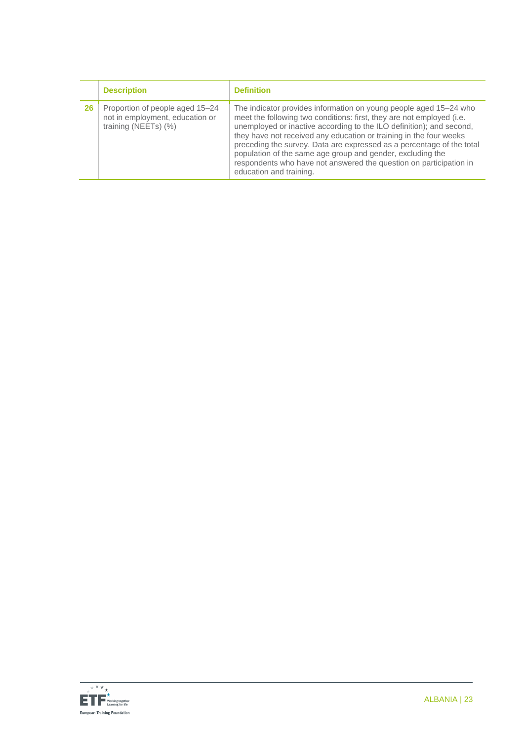| | Description | Definition |
|---|---|---|
| **26** | Proportion of people aged 15–24 not in employment, education or training (NEETs) (%) | The indicator provides information on young people aged 15–24 who meet the following two conditions: first, they are not employed (i.e. unemployed or inactive according to the ILO definition); and second, they have not received any education or training in the four weeks preceding the survey. Data are expressed as a percentage of the total population of the same age group and gender, excluding the respondents who have not answered the question on participation in education and training. |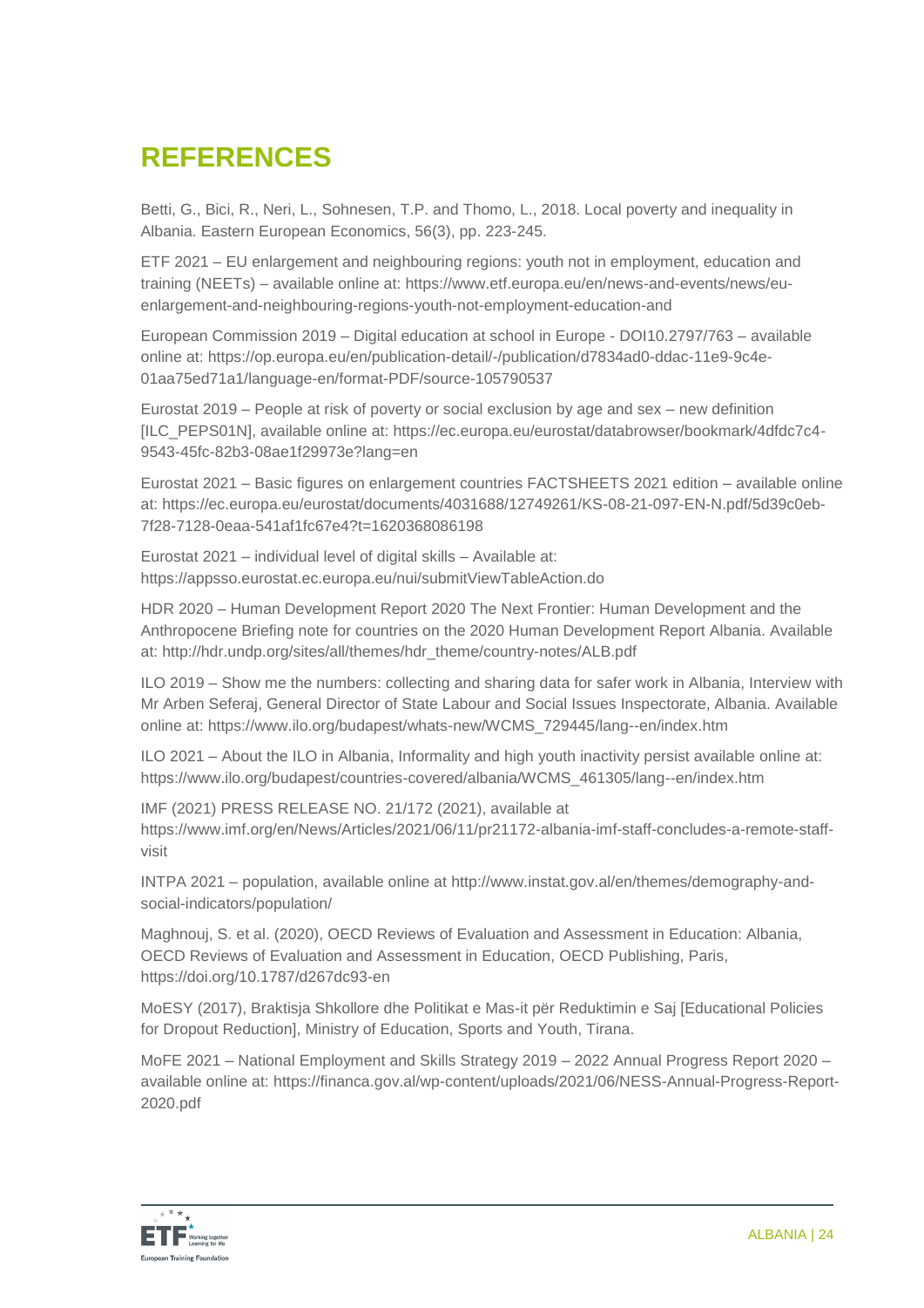# REFERENCES

Betti, G., Bici, R., Neri, L., Sohnesen, T.P. and Thomo, L., 2018. Local poverty and inequality in Albania. Eastern European Economics, 56(3), pp. 223-245.

ETF 2021 – EU enlargement and neighbouring regions: youth not in employment, education and training (NEETs) – available online at: https://www.etf.europa.eu/en/news-and-events/news/eu-enlargement-and-neighbouring-regions-youth-not-employment-education-and

European Commission 2019 – Digital education at school in Europe - DOI10.2797/763 – available online at: https://op.europa.eu/en/publication-detail/-/publication/d7834ad0-ddac-11e9-9c4e-01aa75ed71a1/language-en/format-PDF/source-105790537

Eurostat 2019 – People at risk of poverty or social exclusion by age and sex – new definition [ILC_PEPS01N], available online at: https://ec.europa.eu/eurostat/databrowser/bookmark/4dfdc7c4-9543-45fc-82b3-08ae1f29973e?lang=en

Eurostat 2021 – Basic figures on enlargement countries FACTSHEETS 2021 edition – available online at: https://ec.europa.eu/eurostat/documents/4031688/12749261/KS-08-21-097-EN-N.pdf/5d39c0eb-7f28-7128-0eaa-541af1fc67e4?t=1620368086198

Eurostat 2021 – individual level of digital skills – Available at: https://appsso.eurostat.ec.europa.eu/nui/submitViewTableAction.do

HDR 2020 – Human Development Report 2020 The Next Frontier: Human Development and the Anthropocene Briefing note for countries on the 2020 Human Development Report Albania. Available at: http://hdr.undp.org/sites/all/themes/hdr_theme/country-notes/ALB.pdf

ILO 2019 – Show me the numbers: collecting and sharing data for safer work in Albania, Interview with Mr Arben Seferaj, General Director of State Labour and Social Issues Inspectorate, Albania. Available online at: https://www.ilo.org/budapest/whats-new/WCMS_729445/lang--en/index.htm

ILO 2021 – About the ILO in Albania, Informality and high youth inactivity persist available online at: https://www.ilo.org/budapest/countries-covered/albania/WCMS_461305/lang--en/index.htm

IMF (2021) PRESS RELEASE NO. 21/172 (2021), available at https://www.imf.org/en/News/Articles/2021/06/11/pr21172-albania-imf-staff-concludes-a-remote-staff-visit

INTPA 2021 – population, available online at http://www.instat.gov.al/en/themes/demography-and-social-indicators/population/

Maghnouj, S. et al. (2020), OECD Reviews of Evaluation and Assessment in Education: Albania, OECD Reviews of Evaluation and Assessment in Education, OECD Publishing, Paris, https://doi.org/10.1787/d267dc93-en

MoESY (2017), Braktisja Shkollore dhe Politikat e Mas-it për Reduktimin e Saj [Educational Policies for Dropout Reduction], Ministry of Education, Sports and Youth, Tirana.

MoFE 2021 – National Employment and Skills Strategy 2019 – 2022 Annual Progress Report 2020 – available online at: https://financa.gov.al/wp-content/uploads/2021/06/NESS-Annual-Progress-Report-2020.pdf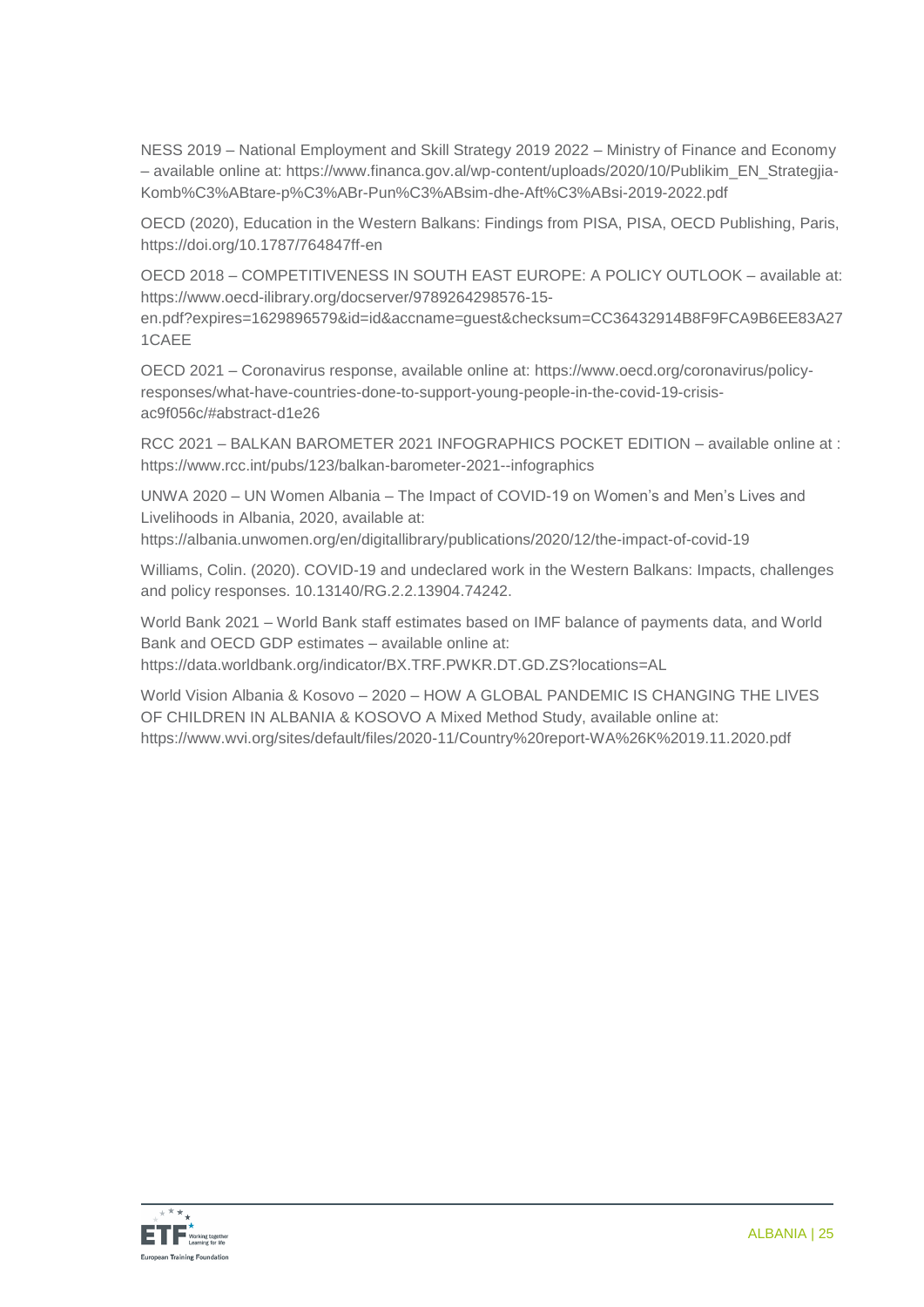NESS 2019 – National Employment and Skill Strategy 2019 2022 – Ministry of Finance and Economy – available online at: https://www.financa.gov.al/wp-content/uploads/2020/10/Publikim_EN_Strategjia-Komb%C3%ABtare-p%C3%ABr-Pun%C3%ABsim-dhe-Aft%C3%ABsi-2019-2022.pdf

OECD (2020), Education in the Western Balkans: Findings from PISA, PISA, OECD Publishing, Paris, https://doi.org/10.1787/764847ff-en

OECD 2018 – COMPETITIVENESS IN SOUTH EAST EUROPE: A POLICY OUTLOOK – available at: https://www.oecd-ilibrary.org/docserver/9789264298576-15-en.pdf?expires=1629896579&id=id&accname=guest&checksum=CC36432914B8F9FCA9B6EE83A271CAEE

OECD 2021 – Coronavirus response, available online at: https://www.oecd.org/coronavirus/policy-responses/what-have-countries-done-to-support-young-people-in-the-covid-19-crisis-ac9f056c/#abstract-d1e26

RCC 2021 – BALKAN BAROMETER 2021 INFOGRAPHICS POCKET EDITION – available online at : https://www.rcc.int/pubs/123/balkan-barometer-2021--infographics

UNWA 2020 – UN Women Albania – The Impact of COVID-19 on Women's and Men's Lives and Livelihoods in Albania, 2020, available at: https://albania.unwomen.org/en/digitallibrary/publications/2020/12/the-impact-of-covid-19

Williams, Colin. (2020). COVID-19 and undeclared work in the Western Balkans: Impacts, challenges and policy responses. 10.13140/RG.2.2.13904.74242.

World Bank 2021 – World Bank staff estimates based on IMF balance of payments data, and World Bank and OECD GDP estimates – available online at: https://data.worldbank.org/indicator/BX.TRF.PWKR.DT.GD.ZS?locations=AL

World Vision Albania & Kosovo – 2020 – HOW A GLOBAL PANDEMIC IS CHANGING THE LIVES OF CHILDREN IN ALBANIA & KOSOVO A Mixed Method Study, available online at: https://www.wvi.org/sites/default/files/2020-11/Country%20report-WA%26K%2019.11.2020.pdf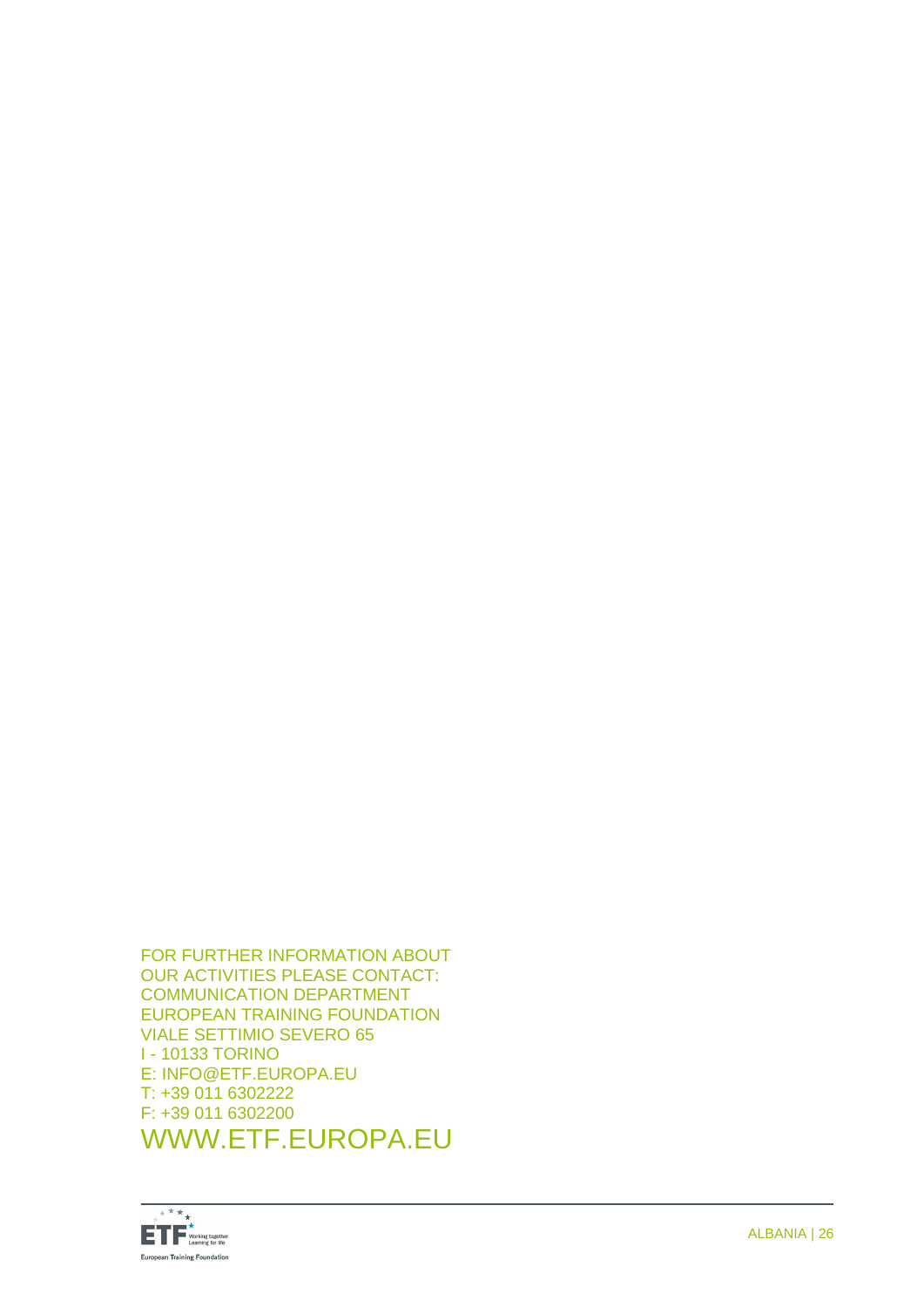FOR FURTHER INFORMATION ABOUT
OUR ACTIVITIES PLEASE CONTACT:
COMMUNICATION DEPARTMENT
EUROPEAN TRAINING FOUNDATION
VIALE SETTIMIO SEVERO 65
I - 10133 TORINO
E: INFO@ETF.EUROPA.EU
T: +39 011 6302222
F: +39 011 6302200

WWW.ETF.EUROPA.EU